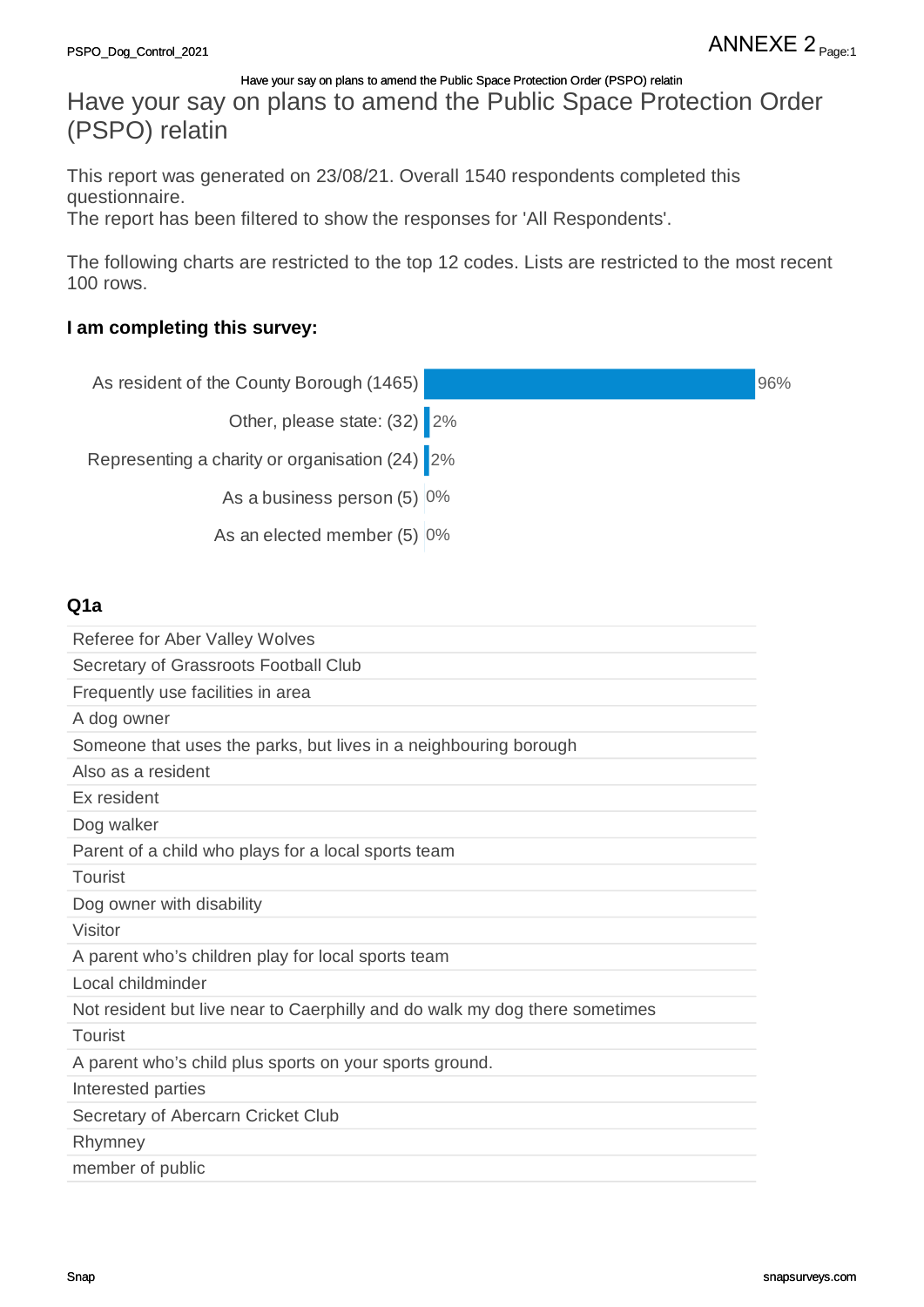# Have your say on plans to amend the Public Space Protection Order (PSPO) relatin

This report was generated on 23/08/21. Overall 1540 respondents completed this questionnaire.
The report has been filtered to show the responses for 'All Respondents'.

The following charts are restricted to the top 12 codes. Lists are restricted to the most recent 100 rows.

### I am completing this survey:

| Response | % |
|---|---|
| As resident of the County Borough (1465) | 96% |
| Other, please state: (32) | 2% |
| Representing a charity or organisation (24) | 2% |
| As a business person (5) | 0% |
| As an elected member (5) | 0% |

### Q1a

| |
|---|
| Referee for Aber Valley Wolves |
| Secretary of Grassroots Football Club |
| Frequently use facilities in area |
| A dog owner |
| Someone that uses the parks, but lives in a neighbouring borough |
| Also as a resident |
| Ex resident |
| Dog walker |
| Parent of a child who plays for a local sports team |
| Tourist |
| Dog owner with disability |
| Visitor |
| A parent who’s children play for local sports team |
| Local childminder |
| Not resident but live near to Caerphilly and do walk my dog there sometimes |
| Tourist |
| A parent who’s child plus sports on your sports ground. |
| Interested parties |
| Secretary of Abercarn Cricket Club |
| Rhymney |
| member of public |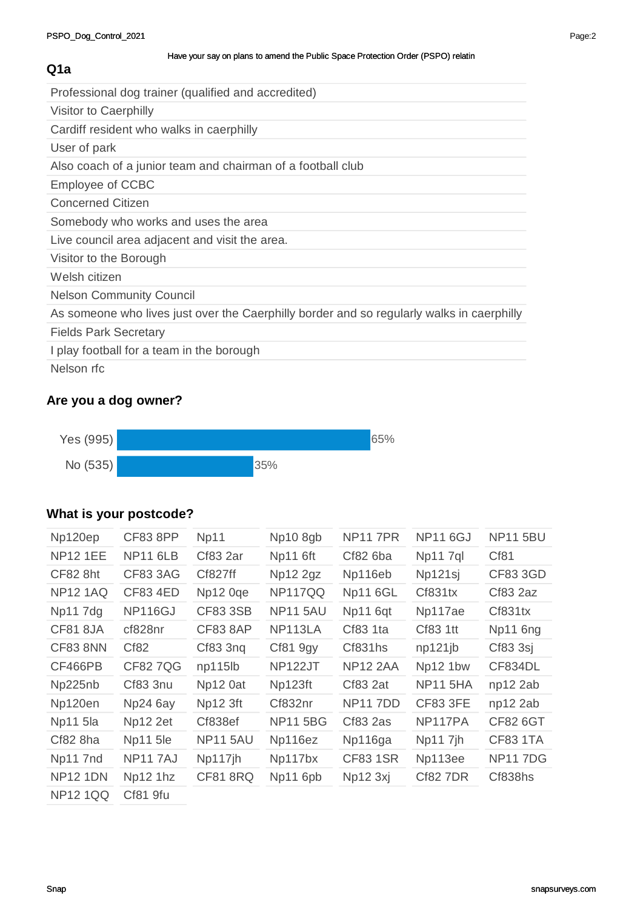Have your say on plans to amend the Public Space Protection Order (PSPO) relatin

## Q1a

| |
|---|
| Professional dog trainer (qualified and accredited) |
| Visitor to Caerphilly |
| Cardiff resident who walks in caerphilly |
| User of park |
| Also coach of a junior team and chairman of a football club |
| Employee of CCBC |
| Concerned Citizen |
| Somebody who works and uses the area |
| Live council area adjacent and visit the area. |
| Visitor to the Borough |
| Welsh citizen |
| Nelson Community Council |
| As someone who lives just over the Caerphilly border and so regularly walks in caerphilly |
| Fields Park Secretary |
| I play football for a team in the borough |
| Nelson rfc |

## Are you a dog owner?

| Response | Percentage |
|---|---|
| Yes (995) | 65% |
| No (535) | 35% |

## What is your postcode?

| | | | | | | |
|---|---|---|---|---|---|---|
| Np120ep | CF83 8PP | Np11 | Np10 8gb | NP11 7PR | NP11 6GJ | NP11 5BU |
| NP12 1EE | NP11 6LB | Cf83 2ar | Np11 6ft | Cf82 6ba | Np11 7ql | Cf81 |
| CF82 8ht | CF83 3AG | Cf827ff | Np12 2gz | Np116eb | Np121sj | CF83 3GD |
| NP12 1AQ | CF83 4ED | Np12 0qe | NP117QQ | Np11 6GL | Cf831tx | Cf83 2az |
| Np11 7dg | NP116GJ | CF83 3SB | NP11 5AU | Np11 6qt | Np117ae | Cf831tx |
| CF81 8JA | cf828nr | CF83 8AP | NP113LA | Cf83 1ta | Cf83 1tt | Np11 6ng |
| CF83 8NN | Cf82 | Cf83 3nq | Cf81 9gy | Cf831hs | np121jb | Cf83 3sj |
| CF466PB | CF82 7QG | np115lb | NP122JT | NP12 2AA | Np12 1bw | CF834DL |
| Np225nb | Cf83 3nu | Np12 0at | Np123ft | Cf83 2at | NP11 5HA | np12 2ab |
| Np120en | Np24 6ay | Np12 3ft | Cf832nr | NP11 7DD | CF83 3FE | np12 2ab |
| Np11 5la | Np12 2et | Cf838ef | NP11 5BG | Cf83 2as | NP117PA | CF82 6GT |
| Cf82 8ha | Np11 5le | NP11 5AU | Np116ez | Np116ga | Np11 7jh | CF83 1TA |
| Np11 7nd | NP11 7AJ | Np117jh | Np117bx | CF83 1SR | Np113ee | NP11 7DG |
| NP12 1DN | Np12 1hz | CF81 8RQ | Np11 6pb | Np12 3xj | Cf82 7DR | Cf838hs |
| NP12 1QQ | Cf81 9fu | | | | | |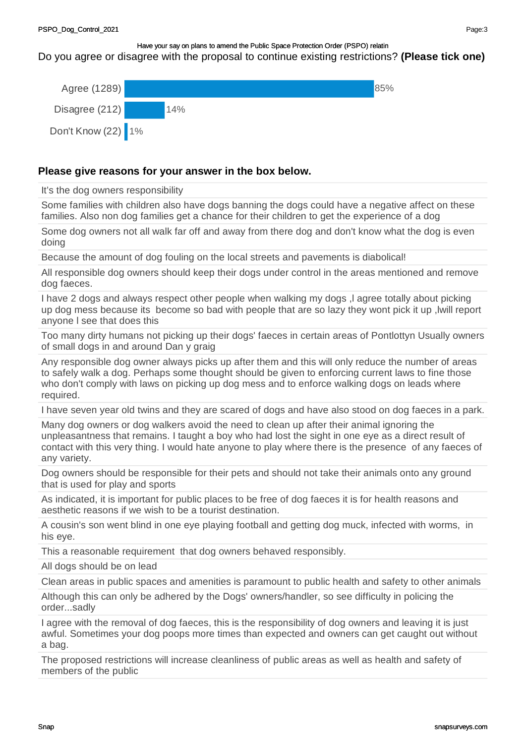Have your say on plans to amend the Public Space Protection Order (PSPO) relatin

Do you agree or disagree with the proposal to continue existing restrictions? **(Please tick one)**

| Response | Percentage |
| --- | --- |
| Agree (1289) | 85% |
| Disagree (212) | 14% |
| Don't Know (22) | 1% |

**Please give reasons for your answer in the box below.**

It's the dog owners responsibility

Some families with children also have dogs banning the dogs could have a negative affect on these families. Also non dog families get a chance for their children to get the experience of a dog

Some dog owners not all walk far off and away from there dog and don't know what the dog is even doing

Because the amount of dog fouling on the local streets and pavements is diabolical!

All responsible dog owners should keep their dogs under control in the areas mentioned and remove dog faeces.

I have 2 dogs and always respect other people when walking my dogs ,I agree totally about picking up dog mess because its become so bad with people that are so lazy they wont pick it up ,Iwill report anyone I see that does this

Too many dirty humans not picking up their dogs' faeces in certain areas of Pontlottyn Usually owners of small dogs in and around Dan y graig

Any responsible dog owner always picks up after them and this will only reduce the number of areas to safely walk a dog. Perhaps some thought should be given to enforcing current laws to fine those who don't comply with laws on picking up dog mess and to enforce walking dogs on leads where required.

I have seven year old twins and they are scared of dogs and have also stood on dog faeces in a park.

Many dog owners or dog walkers avoid the need to clean up after their animal ignoring the unpleasantness that remains. I taught a boy who had lost the sight in one eye as a direct result of contact with this very thing. I would hate anyone to play where there is the presence of any faeces of any variety.

Dog owners should be responsible for their pets and should not take their animals onto any ground that is used for play and sports

As indicated, it is important for public places to be free of dog faeces it is for health reasons and aesthetic reasons if we wish to be a tourist destination.

A cousin's son went blind in one eye playing football and getting dog muck, infected with worms, in his eye.

This a reasonable requirement that dog owners behaved responsibly.

All dogs should be on lead

Clean areas in public spaces and amenities is paramount to public health and safety to other animals

Although this can only be adhered by the Dogs' owners/handler, so see difficulty in policing the order...sadly

I agree with the removal of dog faeces, this is the responsibility of dog owners and leaving it is just awful. Sometimes your dog poops more times than expected and owners can get caught out without a bag.

The proposed restrictions will increase cleanliness of public areas as well as health and safety of members of the public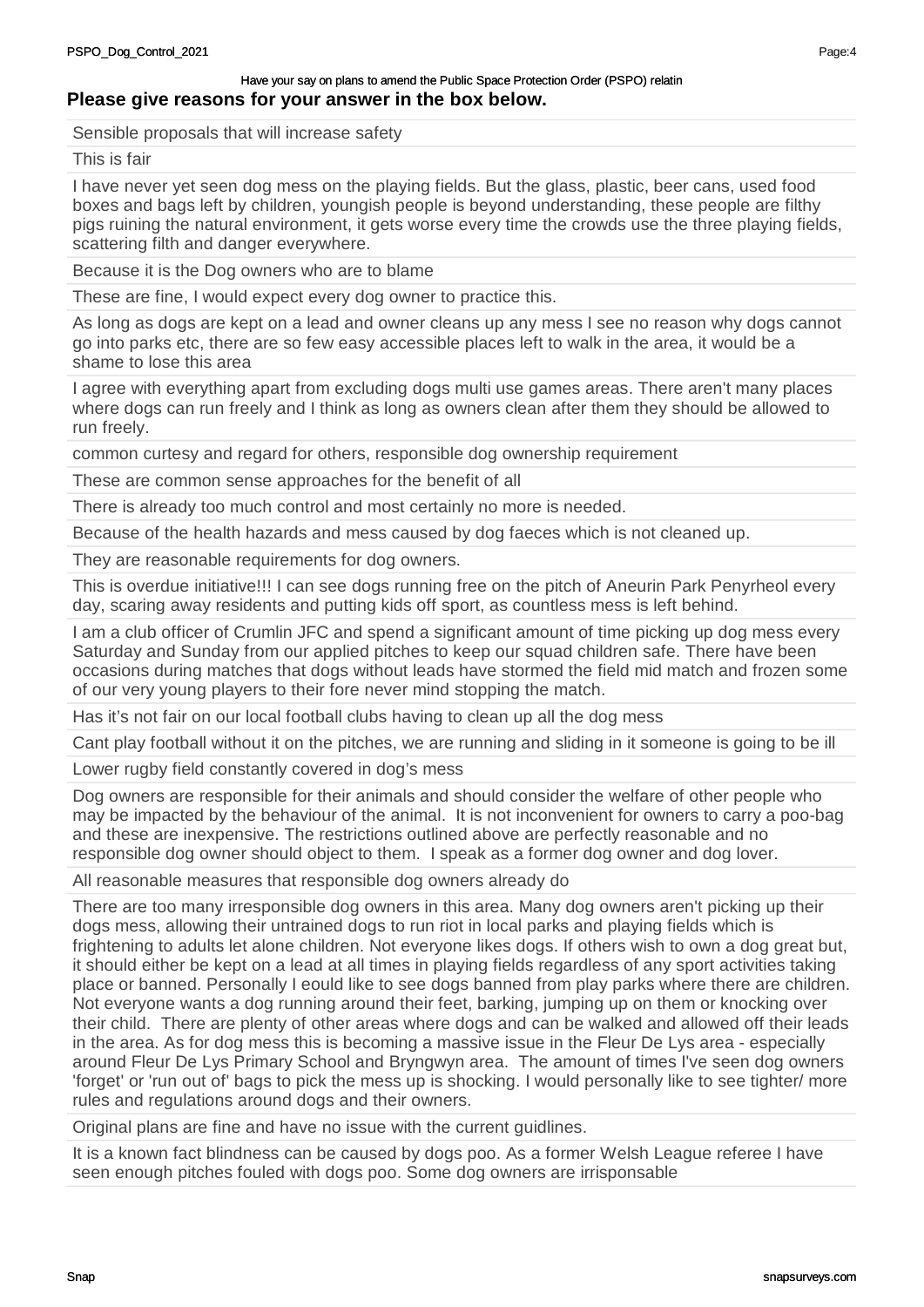Have your say on plans to amend the Public Space Protection Order (PSPO) relatin

**Please give reasons for your answer in the box below.**

Sensible proposals that will increase safety

This is fair

I have never yet seen dog mess on the playing fields. But the glass, plastic, beer cans, used food boxes and bags left by children, youngish people is beyond understanding, these people are filthy pigs ruining the natural environment, it gets worse every time the crowds use the three playing fields, scattering filth and danger everywhere.

Because it is the Dog owners who are to blame

These are fine, I would expect every dog owner to practice this.

As long as dogs are kept on a lead and owner cleans up any mess I see no reason why dogs cannot go into parks etc, there are so few easy accessible places left to walk in the area, it would be a shame to lose this area

I agree with everything apart from excluding dogs multi use games areas. There aren't many places where dogs can run freely and I think as long as owners clean after them they should be allowed to run freely.

common curtesy and regard for others, responsible dog ownership requirement

These are common sense approaches for the benefit of all

There is already too much control and most certainly no more is needed.

Because of the health hazards and mess caused by dog faeces which is not cleaned up.

They are reasonable requirements for dog owners.

This is overdue initiative!!! I can see dogs running free on the pitch of Aneurin Park Penyrheol every day, scaring away residents and putting kids off sport, as countless mess is left behind.

I am a club officer of Crumlin JFC and spend a significant amount of time picking up dog mess every Saturday and Sunday from our applied pitches to keep our squad children safe. There have been occasions during matches that dogs without leads have stormed the field mid match and frozen some of our very young players to their fore never mind stopping the match.

Has it's not fair on our local football clubs having to clean up all the dog mess

Cant play football without it on the pitches, we are running and sliding in it someone is going to be ill

Lower rugby field constantly covered in dog's mess

Dog owners are responsible for their animals and should consider the welfare of other people who may be impacted by the behaviour of the animal. It is not inconvenient for owners to carry a poo-bag and these are inexpensive. The restrictions outlined above are perfectly reasonable and no responsible dog owner should object to them. I speak as a former dog owner and dog lover.

All reasonable measures that responsible dog owners already do

There are too many irresponsible dog owners in this area. Many dog owners aren't picking up their dogs mess, allowing their untrained dogs to run riot in local parks and playing fields which is frightening to adults let alone children. Not everyone likes dogs. If others wish to own a dog great but, it should either be kept on a lead at all times in playing fields regardless of any sport activities taking place or banned. Personally I eould like to see dogs banned from play parks where there are children. Not everyone wants a dog running around their feet, barking, jumping up on them or knocking over their child. There are plenty of other areas where dogs and can be walked and allowed off their leads in the area. As for dog mess this is becoming a massive issue in the Fleur De Lys area - especially around Fleur De Lys Primary School and Bryngwyn area. The amount of times I've seen dog owners 'forget' or 'run out of' bags to pick the mess up is shocking. I would personally like to see tighter/ more rules and regulations around dogs and their owners.

Original plans are fine and have no issue with the current guidlines.

It is a known fact blindness can be caused by dogs poo. As a former Welsh League referee I have seen enough pitches fouled with dogs poo. Some dog owners are irrisponsable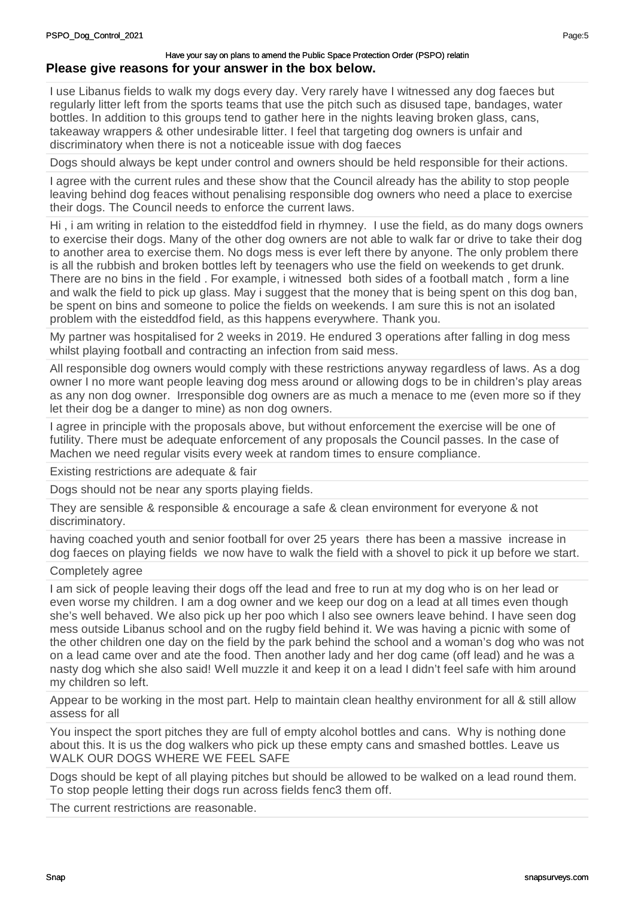Have your say on plans to amend the Public Space Protection Order (PSPO) relatin

**Please give reasons for your answer in the box below.**

I use Libanus fields to walk my dogs every day. Very rarely have I witnessed any dog faeces but regularly litter left from the sports teams that use the pitch such as disused tape, bandages, water bottles. In addition to this groups tend to gather here in the nights leaving broken glass, cans, takeaway wrappers & other undesirable litter. I feel that targeting dog owners is unfair and discriminatory when there is not a noticeable issue with dog faeces

Dogs should always be kept under control and owners should be held responsible for their actions.

I agree with the current rules and these show that the Council already has the ability to stop people leaving behind dog feaces without penalising responsible dog owners who need a place to exercise their dogs. The Council needs to enforce the current laws.

Hi , i am writing in relation to the eisteddfod field in rhymney. I use the field, as do many dogs owners to exercise their dogs. Many of the other dog owners are not able to walk far or drive to take their dog to another area to exercise them. No dogs mess is ever left there by anyone. The only problem there is all the rubbish and broken bottles left by teenagers who use the field on weekends to get drunk. There are no bins in the field . For example, i witnessed both sides of a football match , form a line and walk the field to pick up glass. May i suggest that the money that is being spent on this dog ban, be spent on bins and someone to police the fields on weekends. I am sure this is not an isolated problem with the eisteddfod field, as this happens everywhere. Thank you.

My partner was hospitalised for 2 weeks in 2019. He endured 3 operations after falling in dog mess whilst playing football and contracting an infection from said mess.

All responsible dog owners would comply with these restrictions anyway regardless of laws. As a dog owner I no more want people leaving dog mess around or allowing dogs to be in children's play areas as any non dog owner. Irresponsible dog owners are as much a menace to me (even more so if they let their dog be a danger to mine) as non dog owners.

I agree in principle with the proposals above, but without enforcement the exercise will be one of futility. There must be adequate enforcement of any proposals the Council passes. In the case of Machen we need regular visits every week at random times to ensure compliance.

Existing restrictions are adequate & fair

Dogs should not be near any sports playing fields.

They are sensible & responsible & encourage a safe & clean environment for everyone & not discriminatory.

having coached youth and senior football for over 25 years there has been a massive increase in dog faeces on playing fields we now have to walk the field with a shovel to pick it up before we start.

Completely agree

I am sick of people leaving their dogs off the lead and free to run at my dog who is on her lead or even worse my children. I am a dog owner and we keep our dog on a lead at all times even though she's well behaved. We also pick up her poo which I also see owners leave behind. I have seen dog mess outside Libanus school and on the rugby field behind it. We was having a picnic with some of the other children one day on the field by the park behind the school and a woman's dog who was not on a lead came over and ate the food. Then another lady and her dog came (off lead) and he was a nasty dog which she also said! Well muzzle it and keep it on a lead I didn't feel safe with him around my children so left.

Appear to be working in the most part. Help to maintain clean healthy environment for all & still allow assess for all

You inspect the sport pitches they are full of empty alcohol bottles and cans. Why is nothing done about this. It is us the dog walkers who pick up these empty cans and smashed bottles. Leave us WALK OUR DOGS WHERE WE FEEL SAFE

Dogs should be kept of all playing pitches but should be allowed to be walked on a lead round them. To stop people letting their dogs run across fields fenc3 them off.

The current restrictions are reasonable.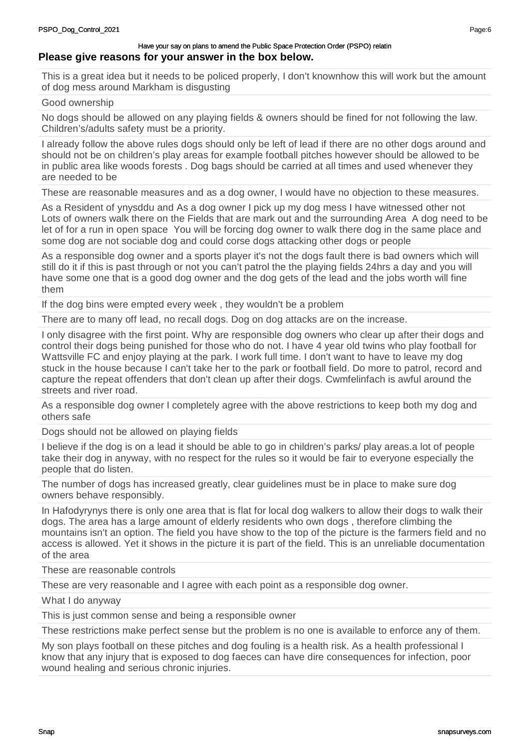**Please give reasons for your answer in the box below.**

This is a great idea but it needs to be policed properly, I don't knownhow this will work but the amount of dog mess around Markham is disgusting

Good ownership

No dogs should be allowed on any playing fields & owners should be fined for not following the law. Children's/adults safety must be a priority.

I already follow the above rules dogs should only be left of lead if there are no other dogs around and should not be on children's play areas for example football pitches however should be allowed to be in public area like woods forests . Dog bags should be carried at all times and used whenever they are needed to be

These are reasonable measures and as a dog owner, I would have no objection to these measures.

As a Resident of ynysddu and As a dog owner I pick up my dog mess I have witnessed other not Lots of owners walk there on the Fields that are mark out and the surrounding Area A dog need to be let of for a run in open space You will be forcing dog owner to walk there dog in the same place and some dog are not sociable dog and could corse dogs attacking other dogs or people

As a responsible dog owner and a sports player it's not the dogs fault there is bad owners which will still do it if this is past through or not you can't patrol the the playing fields 24hrs a day and you will have some one that is a good dog owner and the dog gets of the lead and the jobs worth will fine them

If the dog bins were empted every week , they wouldn't be a problem

There are to many off lead, no recall dogs. Dog on dog attacks are on the increase.

I only disagree with the first point. Why are responsible dog owners who clear up after their dogs and control their dogs being punished for those who do not. I have 4 year old twins who play football for Wattsville FC and enjoy playing at the park. I work full time. I don't want to have to leave my dog stuck in the house because I can't take her to the park or football field. Do more to patrol, record and capture the repeat offenders that don't clean up after their dogs. Cwmfelinfach is awful around the streets and river road.

As a responsible dog owner I completely agree with the above restrictions to keep both my dog and others safe

Dogs should not be allowed on playing fields

I believe if the dog is on a lead it should be able to go in children's parks/ play areas.a lot of people take their dog in anyway, with no respect for the rules so it would be fair to everyone especially the people that do listen.

The number of dogs has increased greatly, clear guidelines must be in place to make sure dog owners behave responsibly.

In Hafodyrynys there is only one area that is flat for local dog walkers to allow their dogs to walk their dogs. The area has a large amount of elderly residents who own dogs , therefore climbing the mountains isn't an option. The field you have show to the top of the picture is the farmers field and no access is allowed. Yet it shows in the picture it is part of the field. This is an unreliable documentation of the area

These are reasonable controls

These are very reasonable and I agree with each point as a responsible dog owner.

What I do anyway

This is just common sense and being a responsible owner

These restrictions make perfect sense but the problem is no one is available to enforce any of them.

My son plays football on these pitches and dog fouling is a health risk. As a health professional I know that any injury that is exposed to dog faeces can have dire consequences for infection, poor wound healing and serious chronic injuries.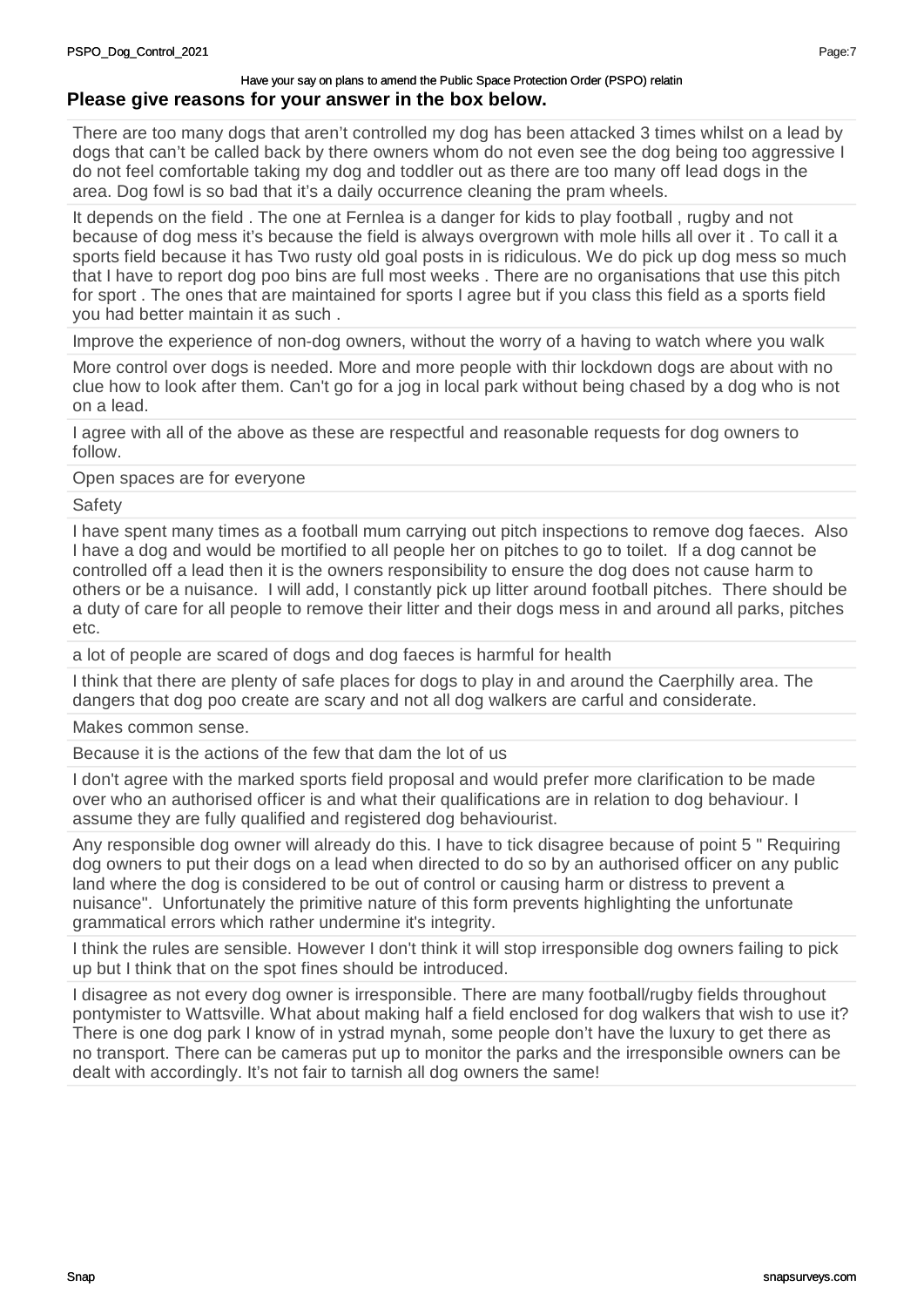Have your say on plans to amend the Public Space Protection Order (PSPO) relatin

**Please give reasons for your answer in the box below.**

There are too many dogs that aren't controlled my dog has been attacked 3 times whilst on a lead by dogs that can't be called back by there owners whom do not even see the dog being too aggressive I do not feel comfortable taking my dog and toddler out as there are too many off lead dogs in the area. Dog fowl is so bad that it's a daily occurrence cleaning the pram wheels.

It depends on the field . The one at Fernlea is a danger for kids to play football , rugby and not because of dog mess it's because the field is always overgrown with mole hills all over it . To call it a sports field because it has Two rusty old goal posts in is ridiculous. We do pick up dog mess so much that I have to report dog poo bins are full most weeks . There are no organisations that use this pitch for sport . The ones that are maintained for sports I agree but if you class this field as a sports field you had better maintain it as such .

Improve the experience of non-dog owners, without the worry of a having to watch where you walk

More control over dogs is needed. More and more people with thir lockdown dogs are about with no clue how to look after them. Can't go for a jog in local park without being chased by a dog who is not on a lead.

I agree with all of the above as these are respectful and reasonable requests for dog owners to follow.

Open spaces are for everyone

Safety

I have spent many times as a football mum carrying out pitch inspections to remove dog faeces. Also I have a dog and would be mortified to all people her on pitches to go to toilet. If a dog cannot be controlled off a lead then it is the owners responsibility to ensure the dog does not cause harm to others or be a nuisance. I will add, I constantly pick up litter around football pitches. There should be a duty of care for all people to remove their litter and their dogs mess in and around all parks, pitches etc.

a lot of people are scared of dogs and dog faeces is harmful for health

I think that there are plenty of safe places for dogs to play in and around the Caerphilly area. The dangers that dog poo create are scary and not all dog walkers are carful and considerate.

Makes common sense.

Because it is the actions of the few that dam the lot of us

I don't agree with the marked sports field proposal and would prefer more clarification to be made over who an authorised officer is and what their qualifications are in relation to dog behaviour. I assume they are fully qualified and registered dog behaviourist.

Any responsible dog owner will already do this. I have to tick disagree because of point 5 " Requiring dog owners to put their dogs on a lead when directed to do so by an authorised officer on any public land where the dog is considered to be out of control or causing harm or distress to prevent a nuisance". Unfortunately the primitive nature of this form prevents highlighting the unfortunate grammatical errors which rather undermine it's integrity.

I think the rules are sensible. However I don't think it will stop irresponsible dog owners failing to pick up but I think that on the spot fines should be introduced.

I disagree as not every dog owner is irresponsible. There are many football/rugby fields throughout pontymister to Wattsville. What about making half a field enclosed for dog walkers that wish to use it? There is one dog park I know of in ystrad mynah, some people don't have the luxury to get there as no transport. There can be cameras put up to monitor the parks and the irresponsible owners can be dealt with accordingly. It's not fair to tarnish all dog owners the same!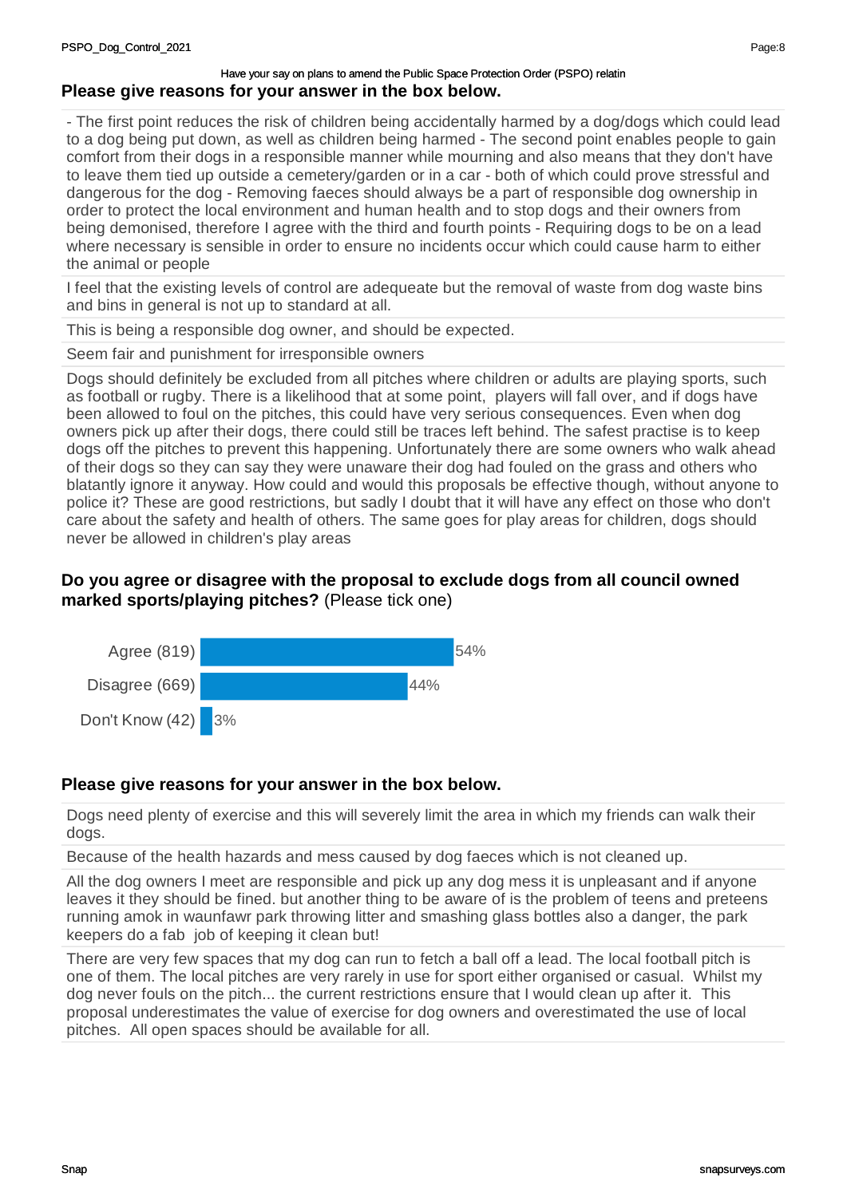Have your say on plans to amend the Public Space Protection Order (PSPO) relatin

## Please give reasons for your answer in the box below.

- The first point reduces the risk of children being accidentally harmed by a dog/dogs which could lead to a dog being put down, as well as children being harmed - The second point enables people to gain comfort from their dogs in a responsible manner while mourning and also means that they don't have to leave them tied up outside a cemetery/garden or in a car - both of which could prove stressful and dangerous for the dog - Removing faeces should always be a part of responsible dog ownership in order to protect the local environment and human health and to stop dogs and their owners from being demonised, therefore I agree with the third and fourth points - Requiring dogs to be on a lead where necessary is sensible in order to ensure no incidents occur which could cause harm to either the animal or people

I feel that the existing levels of control are adequeate but the removal of waste from dog waste bins and bins in general is not up to standard at all.

This is being a responsible dog owner, and should be expected.

Seem fair and punishment for irresponsible owners

Dogs should definitely be excluded from all pitches where children or adults are playing sports, such as football or rugby. There is a likelihood that at some point, players will fall over, and if dogs have been allowed to foul on the pitches, this could have very serious consequences. Even when dog owners pick up after their dogs, there could still be traces left behind. The safest practise is to keep dogs off the pitches to prevent this happening. Unfortunately there are some owners who walk ahead of their dogs so they can say they were unaware their dog had fouled on the grass and others who blatantly ignore it anyway. How could and would this proposals be effective though, without anyone to police it? These are good restrictions, but sadly I doubt that it will have any effect on those who don't care about the safety and health of others. The same goes for play areas for children, dogs should never be allowed in children's play areas

## Do you agree or disagree with the proposal to exclude dogs from all council owned marked sports/playing pitches? (Please tick one)

| Response | Percentage |
|---|---|
| Agree (819) | 54% |
| Disagree (669) | 44% |
| Don't Know (42) | 3% |

## Please give reasons for your answer in the box below.

Dogs need plenty of exercise and this will severely limit the area in which my friends can walk their dogs.

Because of the health hazards and mess caused by dog faeces which is not cleaned up.

All the dog owners I meet are responsible and pick up any dog mess it is unpleasant and if anyone leaves it they should be fined. but another thing to be aware of is the problem of teens and preteens running amok in waunfawr park throwing litter and smashing glass bottles also a danger, the park keepers do a fab job of keeping it clean but!

There are very few spaces that my dog can run to fetch a ball off a lead. The local football pitch is one of them. The local pitches are very rarely in use for sport either organised or casual. Whilst my dog never fouls on the pitch... the current restrictions ensure that I would clean up after it. This proposal underestimates the value of exercise for dog owners and overestimated the use of local pitches. All open spaces should be available for all.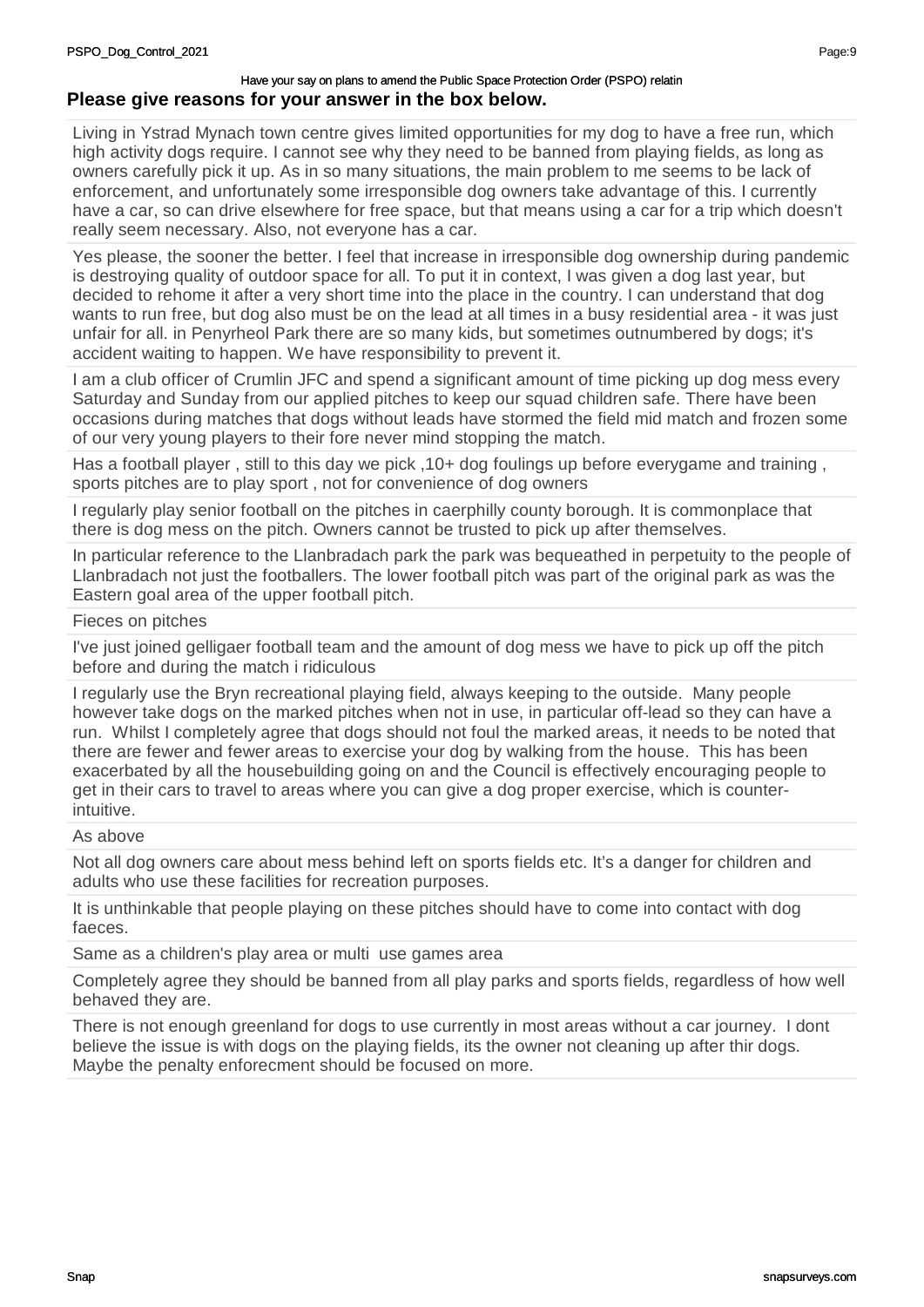Have your say on plans to amend the Public Space Protection Order (PSPO) relatin

**Please give reasons for your answer in the box below.**

Living in Ystrad Mynach town centre gives limited opportunities for my dog to have a free run, which high activity dogs require. I cannot see why they need to be banned from playing fields, as long as owners carefully pick it up. As in so many situations, the main problem to me seems to be lack of enforcement, and unfortunately some irresponsible dog owners take advantage of this. I currently have a car, so can drive elsewhere for free space, but that means using a car for a trip which doesn't really seem necessary. Also, not everyone has a car.

Yes please, the sooner the better. I feel that increase in irresponsible dog ownership during pandemic is destroying quality of outdoor space for all. To put it in context, I was given a dog last year, but decided to rehome it after a very short time into the place in the country. I can understand that dog wants to run free, but dog also must be on the lead at all times in a busy residential area - it was just unfair for all. in Penyrheol Park there are so many kids, but sometimes outnumbered by dogs; it's accident waiting to happen. We have responsibility to prevent it.

I am a club officer of Crumlin JFC and spend a significant amount of time picking up dog mess every Saturday and Sunday from our applied pitches to keep our squad children safe. There have been occasions during matches that dogs without leads have stormed the field mid match and frozen some of our very young players to their fore never mind stopping the match.

Has a football player , still to this day we pick ,10+ dog foulings up before everygame and training , sports pitches are to play sport , not for convenience of dog owners

I regularly play senior football on the pitches in caerphilly county borough. It is commonplace that there is dog mess on the pitch. Owners cannot be trusted to pick up after themselves.

In particular reference to the Llanbradach park the park was bequeathed in perpetuity to the people of Llanbradach not just the footballers. The lower football pitch was part of the original park as was the Eastern goal area of the upper football pitch.

Fieces on pitches

I've just joined gelligaer football team and the amount of dog mess we have to pick up off the pitch before and during the match i ridiculous

I regularly use the Bryn recreational playing field, always keeping to the outside. Many people however take dogs on the marked pitches when not in use, in particular off-lead so they can have a run. Whilst I completely agree that dogs should not foul the marked areas, it needs to be noted that there are fewer and fewer areas to exercise your dog by walking from the house. This has been exacerbated by all the housebuilding going on and the Council is effectively encouraging people to get in their cars to travel to areas where you can give a dog proper exercise, which is counter-intuitive.

As above

Not all dog owners care about mess behind left on sports fields etc. It's a danger for children and adults who use these facilities for recreation purposes.

It is unthinkable that people playing on these pitches should have to come into contact with dog faeces.

Same as a children's play area or multi use games area

Completely agree they should be banned from all play parks and sports fields, regardless of how well behaved they are.

There is not enough greenland for dogs to use currently in most areas without a car journey. I dont believe the issue is with dogs on the playing fields, its the owner not cleaning up after thir dogs. Maybe the penalty enforecment should be focused on more.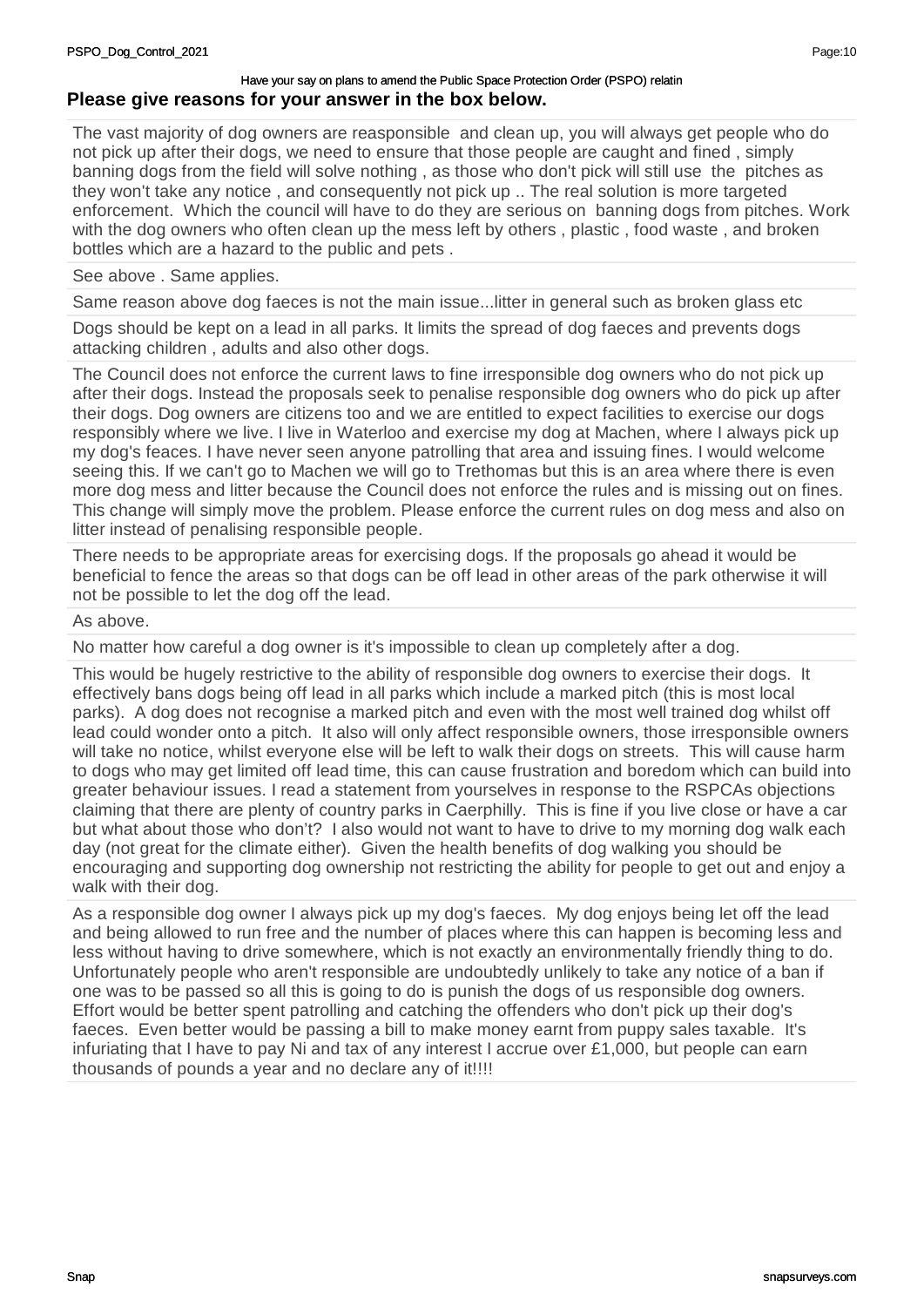Have your say on plans to amend the Public Space Protection Order (PSPO) relatin

**Please give reasons for your answer in the box below.**

The vast majority of dog owners are reasponsible  and clean up, you will always get people who do not pick up after their dogs, we need to ensure that those people are caught and fined , simply banning dogs from the field will solve nothing , as those who don't pick will still use  the  pitches as they won't take any notice , and consequently not pick up .. The real solution is more targeted enforcement.  Which the council will have to do they are serious on  banning dogs from pitches. Work with the dog owners who often clean up the mess left by others , plastic , food waste , and broken bottles which are a hazard to the public and pets .

See above . Same applies.

Same reason above dog faeces is not the main issue...litter in general such as broken glass etc

Dogs should be kept on a lead in all parks. It limits the spread of dog faeces and prevents dogs attacking children , adults and also other dogs.

The Council does not enforce the current laws to fine irresponsible dog owners who do not pick up after their dogs. Instead the proposals seek to penalise responsible dog owners who do pick up after their dogs. Dog owners are citizens too and we are entitled to expect facilities to exercise our dogs responsibly where we live. I live in Waterloo and exercise my dog at Machen, where I always pick up my dog's feaces. I have never seen anyone patrolling that area and issuing fines. I would welcome seeing this. If we can't go to Machen we will go to Trethomas but this is an area where there is even more dog mess and litter because the Council does not enforce the rules and is missing out on fines. This change will simply move the problem. Please enforce the current rules on dog mess and also on litter instead of penalising responsible people.

There needs to be appropriate areas for exercising dogs. If the proposals go ahead it would be beneficial to fence the areas so that dogs can be off lead in other areas of the park otherwise it will not be possible to let the dog off the lead.

As above.

No matter how careful a dog owner is it's impossible to clean up completely after a dog.

This would be hugely restrictive to the ability of responsible dog owners to exercise their dogs.  It effectively bans dogs being off lead in all parks which include a marked pitch (this is most local parks).  A dog does not recognise a marked pitch and even with the most well trained dog whilst off lead could wonder onto a pitch.  It also will only affect responsible owners, those irresponsible owners will take no notice, whilst everyone else will be left to walk their dogs on streets.  This will cause harm to dogs who may get limited off lead time, this can cause frustration and boredom which can build into greater behaviour issues. I read a statement from yourselves in response to the RSPCAs objections claiming that there are plenty of country parks in Caerphilly.  This is fine if you live close or have a car but what about those who don't?  I also would not want to have to drive to my morning dog walk each day (not great for the climate either).  Given the health benefits of dog walking you should be encouraging and supporting dog ownership not restricting the ability for people to get out and enjoy a walk with their dog.

As a responsible dog owner I always pick up my dog's faeces.  My dog enjoys being let off the lead and being allowed to run free and the number of places where this can happen is becoming less and less without having to drive somewhere, which is not exactly an environmentally friendly thing to do. Unfortunately people who aren't responsible are undoubtedly unlikely to take any notice of a ban if one was to be passed so all this is going to do is punish the dogs of us responsible dog owners. Effort would be better spent patrolling and catching the offenders who don't pick up their dog's faeces.  Even better would be passing a bill to make money earnt from puppy sales taxable.  It's infuriating that I have to pay Ni and tax of any interest I accrue over £1,000, but people can earn thousands of pounds a year and no declare any of it!!!!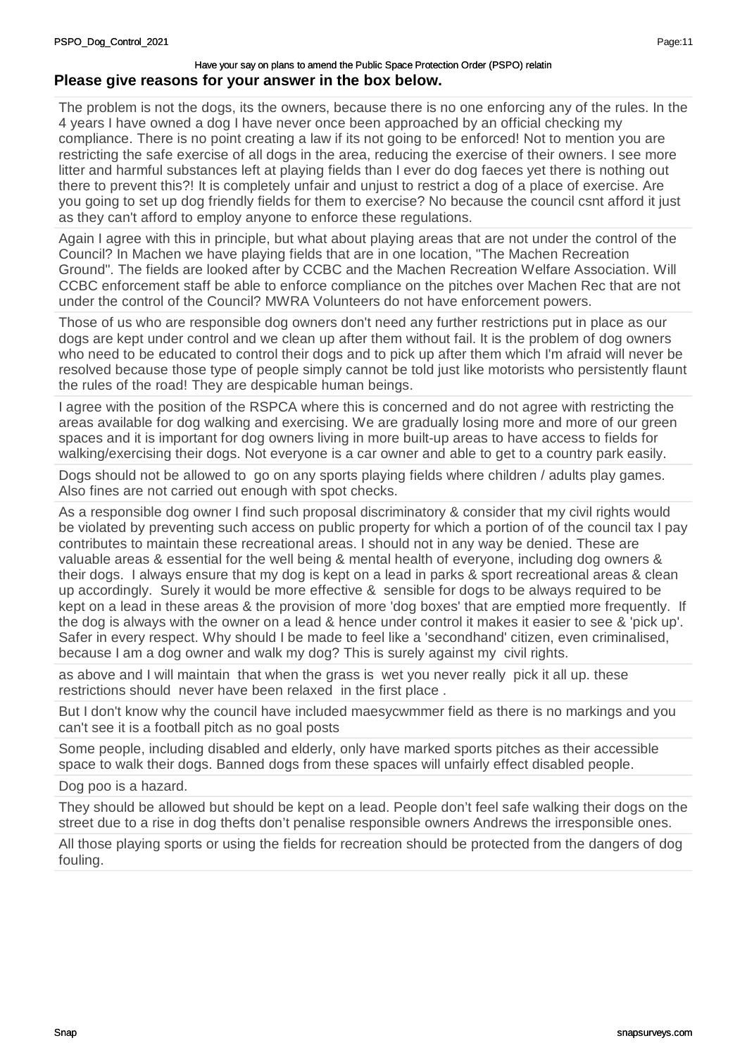Have your say on plans to amend the Public Space Protection Order (PSPO) relatin

**Please give reasons for your answer in the box below.**

The problem is not the dogs, its the owners, because there is no one enforcing any of the rules. In the 4 years I have owned a dog I have never once been approached by an official checking my compliance. There is no point creating a law if its not going to be enforced! Not to mention you are restricting the safe exercise of all dogs in the area, reducing the exercise of their owners. I see more litter and harmful substances left at playing fields than I ever do dog faeces yet there is nothing out there to prevent this?! It is completely unfair and unjust to restrict a dog of a place of exercise. Are you going to set up dog friendly fields for them to exercise? No because the council csnt afford it just as they can't afford to employ anyone to enforce these regulations.

---

Again I agree with this in principle, but what about playing areas that are not under the control of the Council? In Machen we have playing fields that are in one location, "The Machen Recreation Ground". The fields are looked after by CCBC and the Machen Recreation Welfare Association. Will CCBC enforcement staff be able to enforce compliance on the pitches over Machen Rec that are not under the control of the Council? MWRA Volunteers do not have enforcement powers.

---

Those of us who are responsible dog owners don't need any further restrictions put in place as our dogs are kept under control and we clean up after them without fail. It is the problem of dog owners who need to be educated to control their dogs and to pick up after them which I'm afraid will never be resolved because those type of people simply cannot be told just like motorists who persistently flaunt the rules of the road! They are despicable human beings.

---

I agree with the position of the RSPCA where this is concerned and do not agree with restricting the areas available for dog walking and exercising. We are gradually losing more and more of our green spaces and it is important for dog owners living in more built-up areas to have access to fields for walking/exercising their dogs. Not everyone is a car owner and able to get to a country park easily.

---

Dogs should not be allowed to go on any sports playing fields where children / adults play games. Also fines are not carried out enough with spot checks.

---

As a responsible dog owner I find such proposal discriminatory & consider that my civil rights would be violated by preventing such access on public property for which a portion of of the council tax I pay contributes to maintain these recreational areas. I should not in any way be denied. These are valuable areas & essential for the well being & mental health of everyone, including dog owners & their dogs. I always ensure that my dog is kept on a lead in parks & sport recreational areas & clean up accordingly. Surely it would be more effective & sensible for dogs to be always required to be kept on a lead in these areas & the provision of more 'dog boxes' that are emptied more frequently. If the dog is always with the owner on a lead & hence under control it makes it easier to see & 'pick up'. Safer in every respect. Why should I be made to feel like a 'secondhand' citizen, even criminalised, because I am a dog owner and walk my dog? This is surely against my civil rights.

---

as above and I will maintain that when the grass is wet you never really pick it all up. these restrictions should never have been relaxed in the first place .

---

But I don't know why the council have included maesycwmmer field as there is no markings and you can't see it is a football pitch as no goal posts

---

Some people, including disabled and elderly, only have marked sports pitches as their accessible space to walk their dogs. Banned dogs from these spaces will unfairly effect disabled people.

---

Dog poo is a hazard.

---

They should be allowed but should be kept on a lead. People don't feel safe walking their dogs on the street due to a rise in dog thefts don't penalise responsible owners Andrews the irresponsible ones.

---

All those playing sports or using the fields for recreation should be protected from the dangers of dog fouling.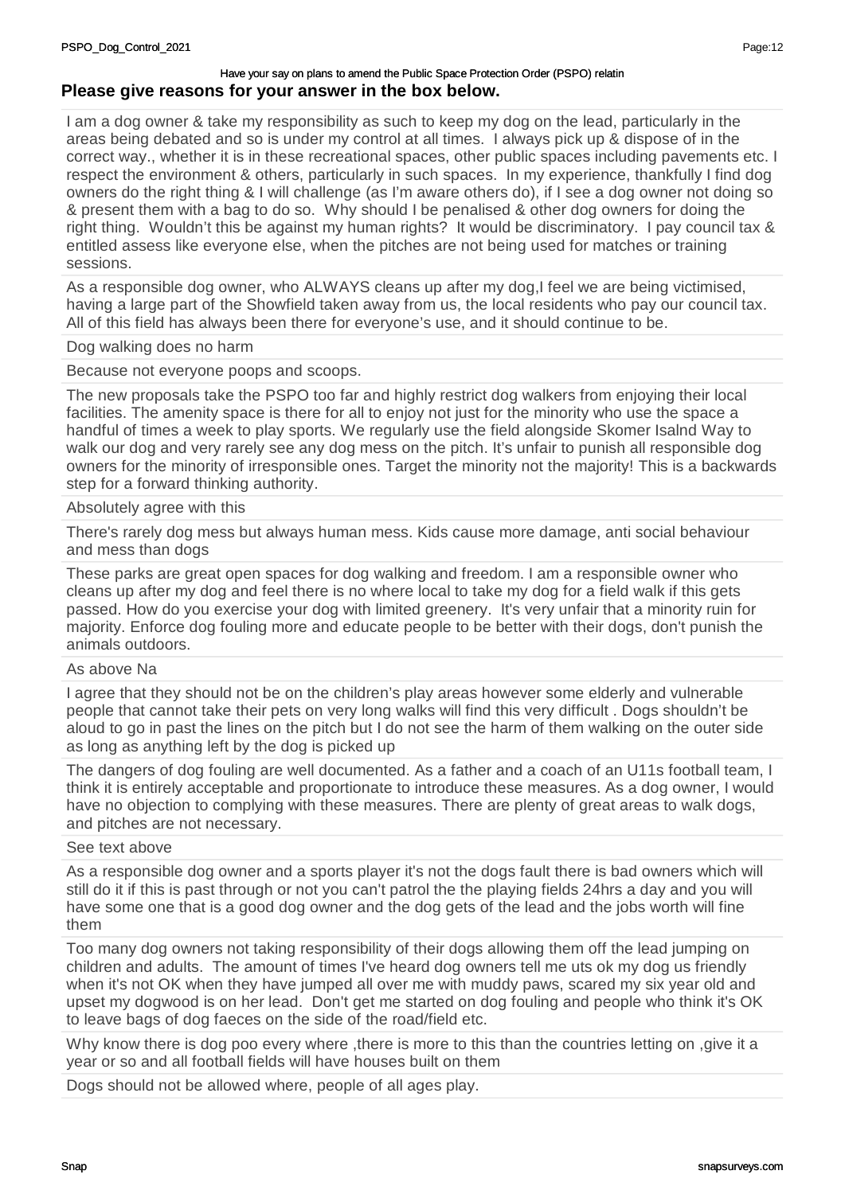Have your say on plans to amend the Public Space Protection Order (PSPO) relatin

**Please give reasons for your answer in the box below.**

I am a dog owner & take my responsibility as such to keep my dog on the lead, particularly in the areas being debated and so is under my control at all times. I always pick up & dispose of in the correct way., whether it is in these recreational spaces, other public spaces including pavements etc. I respect the environment & others, particularly in such spaces. In my experience, thankfully I find dog owners do the right thing & I will challenge (as I'm aware others do), if I see a dog owner not doing so & present them with a bag to do so. Why should I be penalised & other dog owners for doing the right thing. Wouldn't this be against my human rights? It would be discriminatory. I pay council tax & entitled assess like everyone else, when the pitches are not being used for matches or training sessions.

As a responsible dog owner, who ALWAYS cleans up after my dog,I feel we are being victimised, having a large part of the Showfield taken away from us, the local residents who pay our council tax. All of this field has always been there for everyone's use, and it should continue to be.

Dog walking does no harm

Because not everyone poops and scoops.

The new proposals take the PSPO too far and highly restrict dog walkers from enjoying their local facilities. The amenity space is there for all to enjoy not just for the minority who use the space a handful of times a week to play sports. We regularly use the field alongside Skomer Isalnd Way to walk our dog and very rarely see any dog mess on the pitch. It's unfair to punish all responsible dog owners for the minority of irresponsible ones. Target the minority not the majority! This is a backwards step for a forward thinking authority.

Absolutely agree with this

There's rarely dog mess but always human mess. Kids cause more damage, anti social behaviour and mess than dogs

These parks are great open spaces for dog walking and freedom. I am a responsible owner who cleans up after my dog and feel there is no where local to take my dog for a field walk if this gets passed. How do you exercise your dog with limited greenery. It's very unfair that a minority ruin for majority. Enforce dog fouling more and educate people to be better with their dogs, don't punish the animals outdoors.

As above Na

I agree that they should not be on the children's play areas however some elderly and vulnerable people that cannot take their pets on very long walks will find this very difficult . Dogs shouldn't be aloud to go in past the lines on the pitch but I do not see the harm of them walking on the outer side as long as anything left by the dog is picked up

The dangers of dog fouling are well documented. As a father and a coach of an U11s football team, I think it is entirely acceptable and proportionate to introduce these measures. As a dog owner, I would have no objection to complying with these measures. There are plenty of great areas to walk dogs, and pitches are not necessary.

See text above

As a responsible dog owner and a sports player it's not the dogs fault there is bad owners which will still do it if this is past through or not you can't patrol the the playing fields 24hrs a day and you will have some one that is a good dog owner and the dog gets of the lead and the jobs worth will fine them

Too many dog owners not taking responsibility of their dogs allowing them off the lead jumping on children and adults. The amount of times I've heard dog owners tell me uts ok my dog us friendly when it's not OK when they have jumped all over me with muddy paws, scared my six year old and upset my dogwood is on her lead. Don't get me started on dog fouling and people who think it's OK to leave bags of dog faeces on the side of the road/field etc.

Why know there is dog poo every where ,there is more to this than the countries letting on ,give it a year or so and all football fields will have houses built on them

Dogs should not be allowed where, people of all ages play.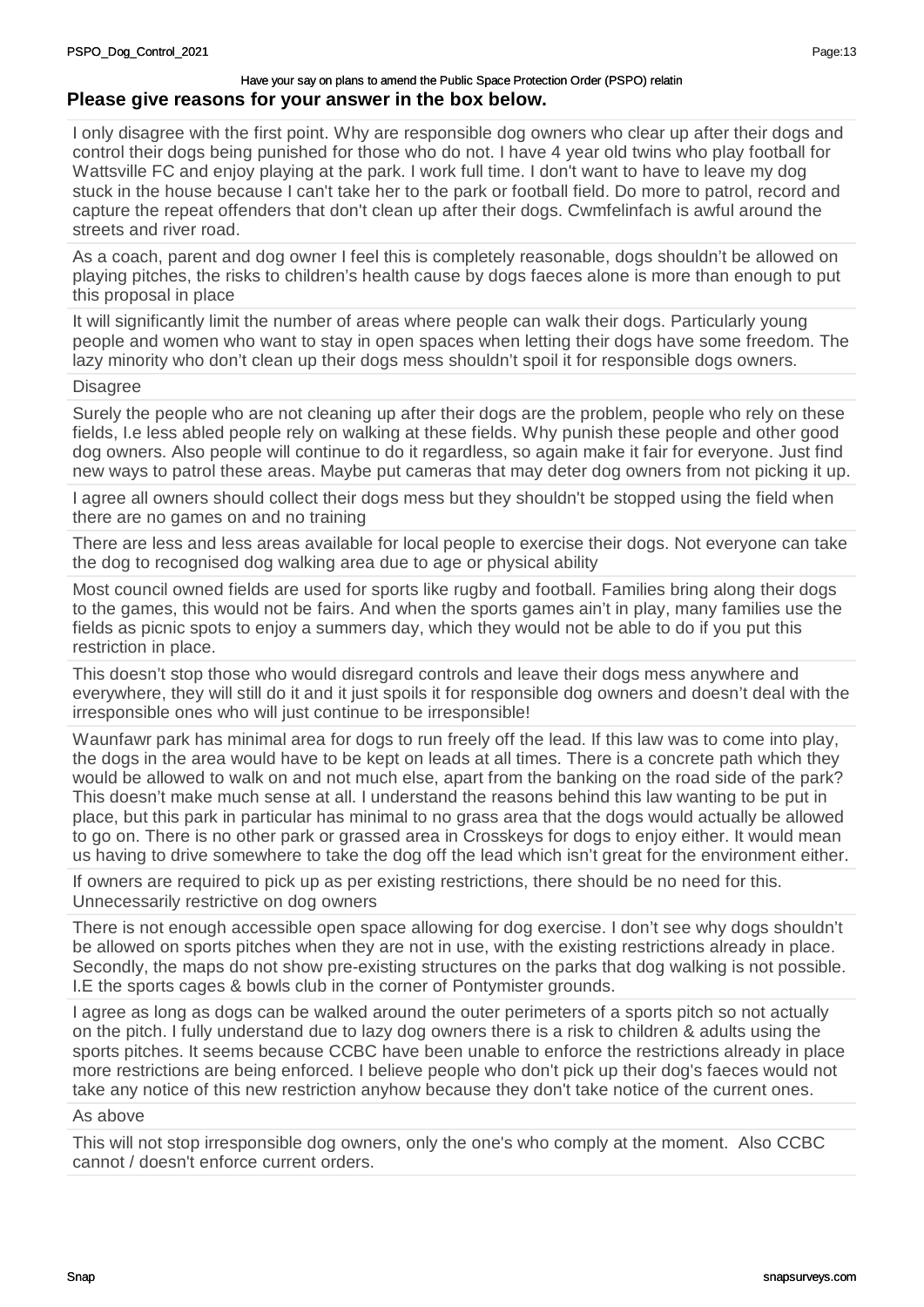Have your say on plans to amend the Public Space Protection Order (PSPO) relatin

**Please give reasons for your answer in the box below.**

I only disagree with the first point. Why are responsible dog owners who clear up after their dogs and control their dogs being punished for those who do not. I have 4 year old twins who play football for Wattsville FC and enjoy playing at the park. I work full time. I don't want to have to leave my dog stuck in the house because I can't take her to the park or football field. Do more to patrol, record and capture the repeat offenders that don't clean up after their dogs. Cwmfelinfach is awful around the streets and river road.

---

As a coach, parent and dog owner I feel this is completely reasonable, dogs shouldn't be allowed on playing pitches, the risks to children's health cause by dogs faeces alone is more than enough to put this proposal in place

---

It will significantly limit the number of areas where people can walk their dogs. Particularly young people and women who want to stay in open spaces when letting their dogs have some freedom. The lazy minority who don't clean up their dogs mess shouldn't spoil it for responsible dogs owners.

---

Disagree

---

Surely the people who are not cleaning up after their dogs are the problem, people who rely on these fields, I.e less abled people rely on walking at these fields. Why punish these people and other good dog owners. Also people will continue to do it regardless, so again make it fair for everyone. Just find new ways to patrol these areas. Maybe put cameras that may deter dog owners from not picking it up.

---

I agree all owners should collect their dogs mess but they shouldn't be stopped using the field when there are no games on and no training

---

There are less and less areas available for local people to exercise their dogs. Not everyone can take the dog to recognised dog walking area due to age or physical ability

---

Most council owned fields are used for sports like rugby and football. Families bring along their dogs to the games, this would not be fairs. And when the sports games ain't in play, many families use the fields as picnic spots to enjoy a summers day, which they would not be able to do if you put this restriction in place.

---

This doesn't stop those who would disregard controls and leave their dogs mess anywhere and everywhere, they will still do it and it just spoils it for responsible dog owners and doesn't deal with the irresponsible ones who will just continue to be irresponsible!

---

Waunfawr park has minimal area for dogs to run freely off the lead. If this law was to come into play, the dogs in the area would have to be kept on leads at all times. There is a concrete path which they would be allowed to walk on and not much else, apart from the banking on the road side of the park? This doesn't make much sense at all. I understand the reasons behind this law wanting to be put in place, but this park in particular has minimal to no grass area that the dogs would actually be allowed to go on. There is no other park or grassed area in Crosskeys for dogs to enjoy either. It would mean us having to drive somewhere to take the dog off the lead which isn't great for the environment either.

---

If owners are required to pick up as per existing restrictions, there should be no need for this. Unnecessarily restrictive on dog owners

---

There is not enough accessible open space allowing for dog exercise. I don't see why dogs shouldn't be allowed on sports pitches when they are not in use, with the existing restrictions already in place. Secondly, the maps do not show pre-existing structures on the parks that dog walking is not possible. I.E the sports cages & bowls club in the corner of Pontymister grounds.

---

I agree as long as dogs can be walked around the outer perimeters of a sports pitch so not actually on the pitch. I fully understand due to lazy dog owners there is a risk to children & adults using the sports pitches. It seems because CCBC have been unable to enforce the restrictions already in place more restrictions are being enforced. I believe people who don't pick up their dog's faeces would not take any notice of this new restriction anyhow because they don't take notice of the current ones.

---

As above

---

This will not stop irresponsible dog owners, only the one's who comply at the moment. Also CCBC cannot / doesn't enforce current orders.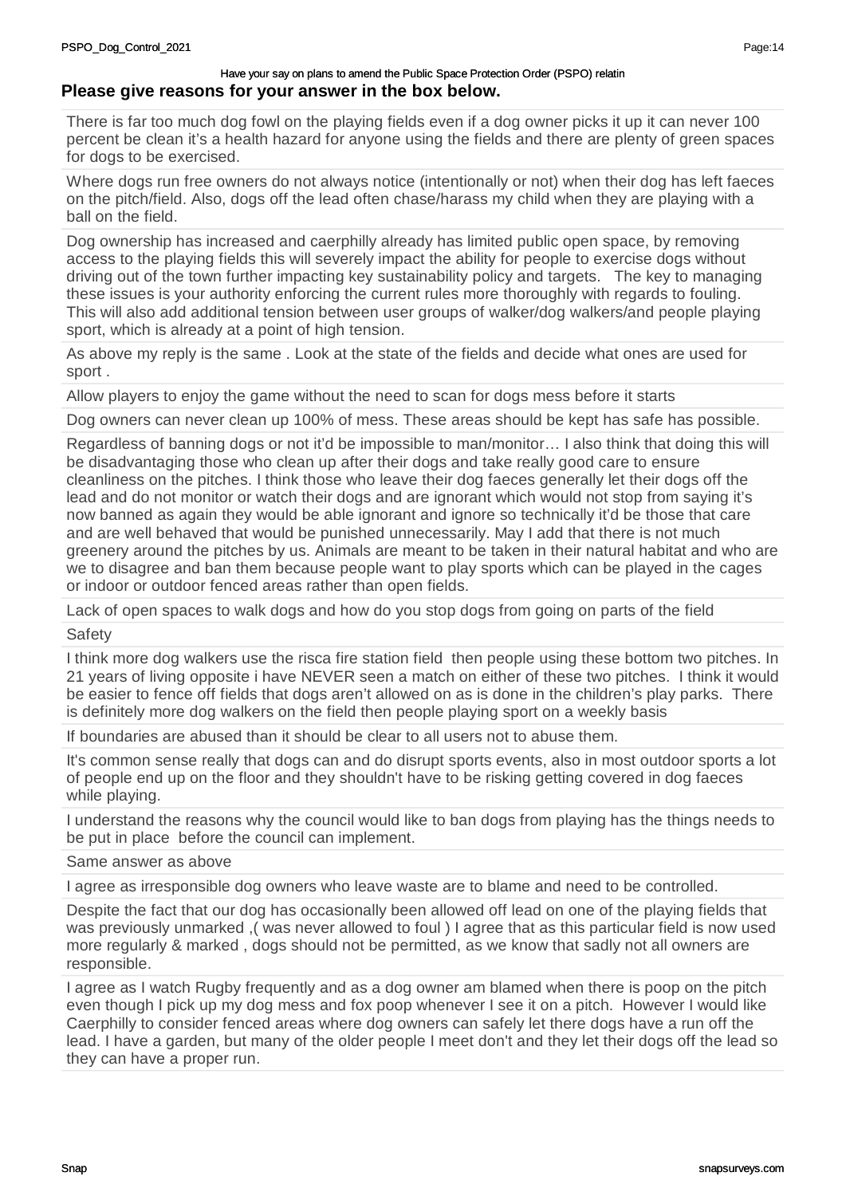Have your say on plans to amend the Public Space Protection Order (PSPO) relatin

**Please give reasons for your answer in the box below.**

There is far too much dog fowl on the playing fields even if a dog owner picks it up it can never 100 percent be clean it's a health hazard for anyone using the fields and there are plenty of green spaces for dogs to be exercised.

Where dogs run free owners do not always notice (intentionally or not) when their dog has left faeces on the pitch/field. Also, dogs off the lead often chase/harass my child when they are playing with a ball on the field.

Dog ownership has increased and caerphilly already has limited public open space, by removing access to the playing fields this will severely impact the ability for people to exercise dogs without driving out of the town further impacting key sustainability policy and targets. The key to managing these issues is your authority enforcing the current rules more thoroughly with regards to fouling. This will also add additional tension between user groups of walker/dog walkers/and people playing sport, which is already at a point of high tension.

As above my reply is the same . Look at the state of the fields and decide what ones are used for sport .

Allow players to enjoy the game without the need to scan for dogs mess before it starts

Dog owners can never clean up 100% of mess. These areas should be kept has safe has possible.

Regardless of banning dogs or not it'd be impossible to man/monitor… I also think that doing this will be disadvantaging those who clean up after their dogs and take really good care to ensure cleanliness on the pitches. I think those who leave their dog faeces generally let their dogs off the lead and do not monitor or watch their dogs and are ignorant which would not stop from saying it's now banned as again they would be able ignorant and ignore so technically it'd be those that care and are well behaved that would be punished unnecessarily. May I add that there is not much greenery around the pitches by us. Animals are meant to be taken in their natural habitat and who are we to disagree and ban them because people want to play sports which can be played in the cages or indoor or outdoor fenced areas rather than open fields.

Lack of open spaces to walk dogs and how do you stop dogs from going on parts of the field

Safety

I think more dog walkers use the risca fire station field then people using these bottom two pitches. In 21 years of living opposite i have NEVER seen a match on either of these two pitches. I think it would be easier to fence off fields that dogs aren't allowed on as is done in the children's play parks. There is definitely more dog walkers on the field then people playing sport on a weekly basis

If boundaries are abused than it should be clear to all users not to abuse them.

It's common sense really that dogs can and do disrupt sports events, also in most outdoor sports a lot of people end up on the floor and they shouldn't have to be risking getting covered in dog faeces while playing.

I understand the reasons why the council would like to ban dogs from playing has the things needs to be put in place before the council can implement.

Same answer as above

I agree as irresponsible dog owners who leave waste are to blame and need to be controlled.

Despite the fact that our dog has occasionally been allowed off lead on one of the playing fields that was previously unmarked ,( was never allowed to foul ) I agree that as this particular field is now used more regularly & marked , dogs should not be permitted, as we know that sadly not all owners are responsible.

I agree as I watch Rugby frequently and as a dog owner am blamed when there is poop on the pitch even though I pick up my dog mess and fox poop whenever I see it on a pitch. However I would like Caerphilly to consider fenced areas where dog owners can safely let there dogs have a run off the lead. I have a garden, but many of the older people I meet don't and they let their dogs off the lead so they can have a proper run.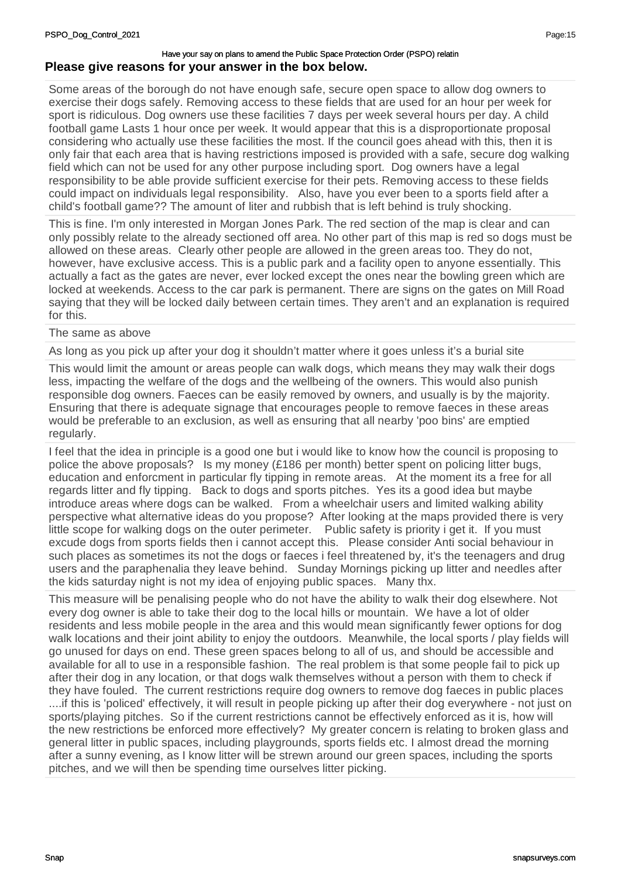Have your say on plans to amend the Public Space Protection Order (PSPO) relatin

**Please give reasons for your answer in the box below.**

Some areas of the borough do not have enough safe, secure open space to allow dog owners to exercise their dogs safely. Removing access to these fields that are used for an hour per week for sport is ridiculous. Dog owners use these facilities 7 days per week several hours per day. A child football game Lasts 1 hour once per week. It would appear that this is a disproportionate proposal considering who actually use these facilities the most. If the council goes ahead with this, then it is only fair that each area that is having restrictions imposed is provided with a safe, secure dog walking field which can not be used for any other purpose including sport. Dog owners have a legal responsibility to be able provide sufficient exercise for their pets. Removing access to these fields could impact on individuals legal responsibility. Also, have you ever been to a sports field after a child's football game?? The amount of liter and rubbish that is left behind is truly shocking.

This is fine. I'm only interested in Morgan Jones Park. The red section of the map is clear and can only possibly relate to the already sectioned off area. No other part of this map is red so dogs must be allowed on these areas. Clearly other people are allowed in the green areas too. They do not, however, have exclusive access. This is a public park and a facility open to anyone essentially. This actually a fact as the gates are never, ever locked except the ones near the bowling green which are locked at weekends. Access to the car park is permanent. There are signs on the gates on Mill Road saying that they will be locked daily between certain times. They aren't and an explanation is required for this.

The same as above

As long as you pick up after your dog it shouldn't matter where it goes unless it's a burial site

This would limit the amount or areas people can walk dogs, which means they may walk their dogs less, impacting the welfare of the dogs and the wellbeing of the owners. This would also punish responsible dog owners. Faeces can be easily removed by owners, and usually is by the majority. Ensuring that there is adequate signage that encourages people to remove faeces in these areas would be preferable to an exclusion, as well as ensuring that all nearby 'poo bins' are emptied regularly.

I feel that the idea in principle is a good one but i would like to know how the council is proposing to police the above proposals? Is my money (£186 per month) better spent on policing litter bugs, education and enforcment in particular fly tipping in remote areas. At the moment its a free for all regards litter and fly tipping. Back to dogs and sports pitches. Yes its a good idea but maybe introduce areas where dogs can be walked. From a wheelchair users and limited walking ability perspective what alternative ideas do you propose? After looking at the maps provided there is very little scope for walking dogs on the outer perimeter. Public safety is priority i get it. If you must excude dogs from sports fields then i cannot accept this. Please consider Anti social behaviour in such places as sometimes its not the dogs or faeces i feel threatened by, it's the teenagers and drug users and the paraphenalia they leave behind. Sunday Mornings picking up litter and needles after the kids saturday night is not my idea of enjoying public spaces. Many thx.

This measure will be penalising people who do not have the ability to walk their dog elsewhere. Not every dog owner is able to take their dog to the local hills or mountain. We have a lot of older residents and less mobile people in the area and this would mean significantly fewer options for dog walk locations and their joint ability to enjoy the outdoors. Meanwhile, the local sports / play fields will go unused for days on end. These green spaces belong to all of us, and should be accessible and available for all to use in a responsible fashion. The real problem is that some people fail to pick up after their dog in any location, or that dogs walk themselves without a person with them to check if they have fouled. The current restrictions require dog owners to remove dog faeces in public places ....if this is 'policed' effectively, it will result in people picking up after their dog everywhere - not just on sports/playing pitches. So if the current restrictions cannot be effectively enforced as it is, how will the new restrictions be enforced more effectively? My greater concern is relating to broken glass and general litter in public spaces, including playgrounds, sports fields etc. I almost dread the morning after a sunny evening, as I know litter will be strewn around our green spaces, including the sports pitches, and we will then be spending time ourselves litter picking.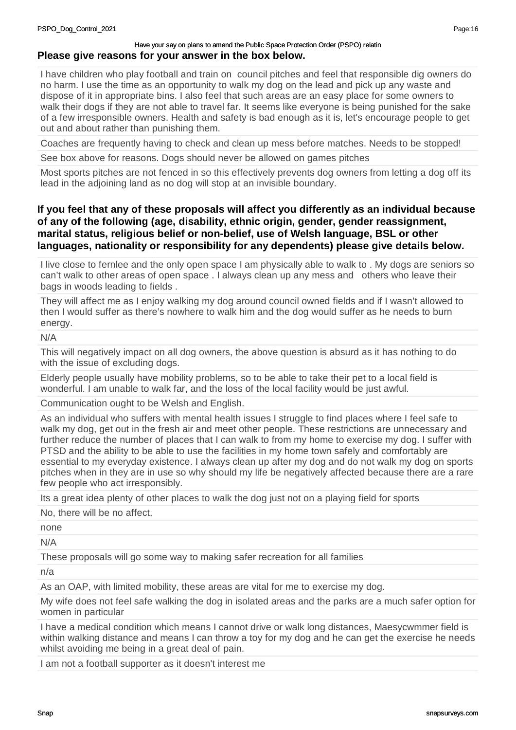**Please give reasons for your answer in the box below.**

I have children who play football and train on  council pitches and feel that responsible dig owners do no harm. I use the time as an opportunity to walk my dog on the lead and pick up any waste and dispose of it in appropriate bins. I also feel that such areas are an easy place for some owners to walk their dogs if they are not able to travel far. It seems like everyone is being punished for the sake of a few irresponsible owners. Health and safety is bad enough as it is, let's encourage people to get out and about rather than punishing them.

Coaches are frequently having to check and clean up mess before matches. Needs to be stopped!

See box above for reasons. Dogs should never be allowed on games pitches

Most sports pitches are not fenced in so this effectively prevents dog owners from letting a dog off its lead in the adjoining land as no dog will stop at an invisible boundary.

**If you feel that any of these proposals will affect you differently as an individual because of any of the following (age, disability, ethnic origin, gender, gender reassignment, marital status, religious belief or non-belief, use of Welsh language, BSL or other languages, nationality or responsibility for any dependents) please give details below.**

I live close to fernlee and the only open space I am physically able to walk to . My dogs are seniors so can't walk to other areas of open space . I always clean up any mess and  others who leave their bags in woods leading to fields .

They will affect me as I enjoy walking my dog around council owned fields and if I wasn't allowed to then I would suffer as there's nowhere to walk him and the dog would suffer as he needs to burn energy.

N/A

This will negatively impact on all dog owners, the above question is absurd as it has nothing to do with the issue of excluding dogs.

Elderly people usually have mobility problems, so to be able to take their pet to a local field is wonderful. I am unable to walk far, and the loss of the local facility would be just awful.

Communication ought to be Welsh and English.

As an individual who suffers with mental health issues I struggle to find places where I feel safe to walk my dog, get out in the fresh air and meet other people. These restrictions are unnecessary and further reduce the number of places that I can walk to from my home to exercise my dog. I suffer with PTSD and the ability to be able to use the facilities in my home town safely and comfortably are essential to my everyday existence. I always clean up after my dog and do not walk my dog on sports pitches when in they are in use so why should my life be negatively affected because there are a rare few people who act irresponsibly.

Its a great idea plenty of other places to walk the dog just not on a playing field for sports

No, there will be no affect.

none

N/A

These proposals will go some way to making safer recreation for all families

n/a

As an OAP, with limited mobility, these areas are vital for me to exercise my dog.

My wife does not feel safe walking the dog in isolated areas and the parks are a much safer option for women in particular

I have a medical condition which means I cannot drive or walk long distances, Maesycwmmer field is within walking distance and means I can throw a toy for my dog and he can get the exercise he needs whilst avoiding me being in a great deal of pain.

I am not a football supporter as it doesn't interest me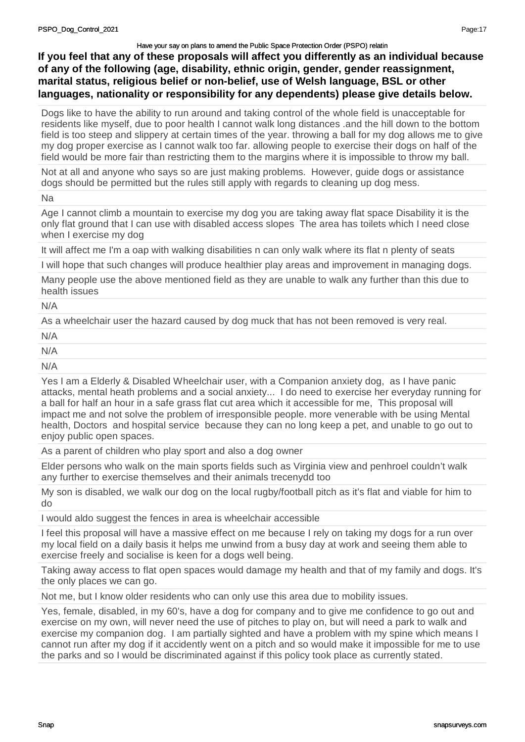**If you feel that any of these proposals will affect you differently as an individual because of any of the following (age, disability, ethnic origin, gender, gender reassignment, marital status, religious belief or non-belief, use of Welsh language, BSL or other languages, nationality or responsibility for any dependents) please give details below.**

Dogs like to have the ability to run around and taking control of the whole field is unacceptable for residents like myself, due to poor health I cannot walk long distances .and the hill down to the bottom field is too steep and slippery at certain times of the year. throwing a ball for my dog allows me to give my dog proper exercise as I cannot walk too far. allowing people to exercise their dogs on half of the field would be more fair than restricting them to the margins where it is impossible to throw my ball.

Not at all and anyone who says so are just making problems. However, guide dogs or assistance dogs should be permitted but the rules still apply with regards to cleaning up dog mess.

Na

Age I cannot climb a mountain to exercise my dog you are taking away flat space Disability it is the only flat ground that I can use with disabled access slopes The area has toilets which I need close when I exercise my dog

It will affect me I'm a oap with walking disabilities n can only walk where its flat n plenty of seats

I will hope that such changes will produce healthier play areas and improvement in managing dogs.

Many people use the above mentioned field as they are unable to walk any further than this due to health issues

N/A

As a wheelchair user the hazard caused by dog muck that has not been removed is very real.

N/A

N/A

N/A

Yes I am a Elderly & Disabled Wheelchair user, with a Companion anxiety dog, as I have panic attacks, mental heath problems and a social anxiety... I do need to exercise her everyday running for a ball for half an hour in a safe grass flat cut area which it accessible for me, This proposal will impact me and not solve the problem of irresponsible people. more venerable with be using Mental health, Doctors and hospital service because they can no long keep a pet, and unable to go out to enjoy public open spaces.

As a parent of children who play sport and also a dog owner

Elder persons who walk on the main sports fields such as Virginia view and penhroel couldn't walk any further to exercise themselves and their animals trecenydd too

My son is disabled, we walk our dog on the local rugby/football pitch as it's flat and viable for him to do

I would aldo suggest the fences in area is wheelchair accessible

I feel this proposal will have a massive effect on me because I rely on taking my dogs for a run over my local field on a daily basis it helps me unwind from a busy day at work and seeing them able to exercise freely and socialise is keen for a dogs well being.

Taking away access to flat open spaces would damage my health and that of my family and dogs. It's the only places we can go.

Not me, but I know older residents who can only use this area due to mobility issues.

Yes, female, disabled, in my 60's, have a dog for company and to give me confidence to go out and exercise on my own, will never need the use of pitches to play on, but will need a park to walk and exercise my companion dog. I am partially sighted and have a problem with my spine which means I cannot run after my dog if it accidently went on a pitch and so would make it impossible for me to use the parks and so I would be discriminated against if this policy took place as currently stated.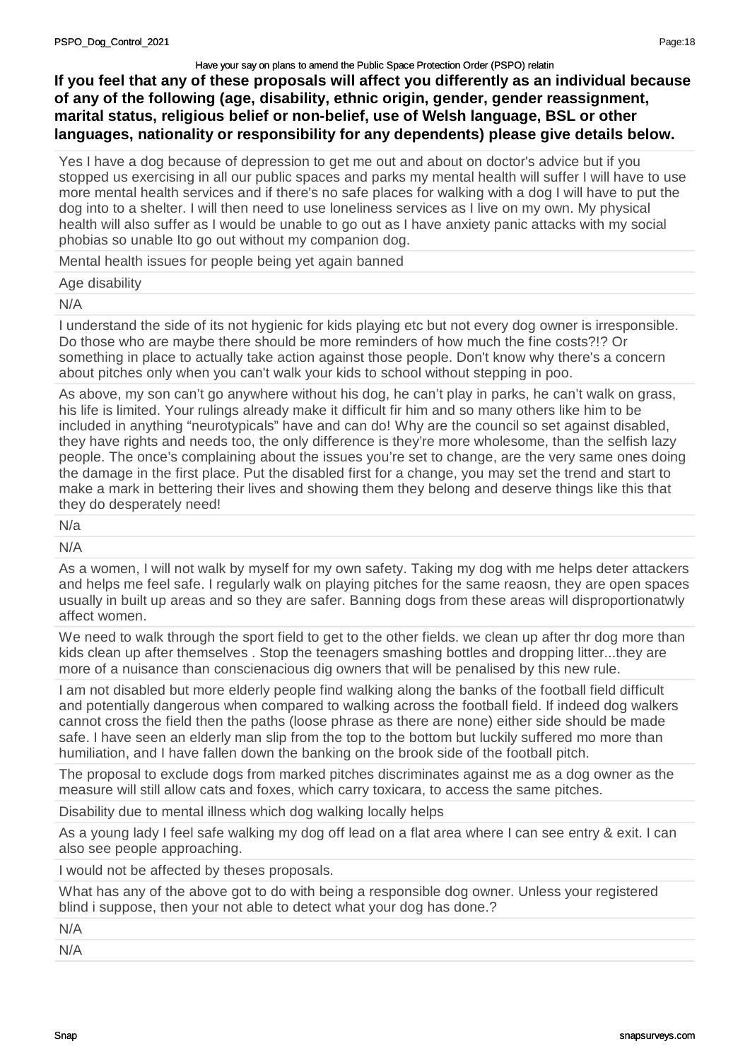Have your say on plans to amend the Public Space Protection Order (PSPO) relatin

**If you feel that any of these proposals will affect you differently as an individual because of any of the following (age, disability, ethnic origin, gender, gender reassignment, marital status, religious belief or non-belief, use of Welsh language, BSL or other languages, nationality or responsibility for any dependents) please give details below.**

Yes I have a dog because of depression to get me out and about on doctor's advice but if you stopped us exercising in all our public spaces and parks my mental health will suffer I will have to use more mental health services and if there's no safe places for walking with a dog I will have to put the dog into to a shelter. I will then need to use loneliness services as I live on my own. My physical health will also suffer as I would be unable to go out as I have anxiety panic attacks with my social phobias so unable Ito go out without my companion dog.

Mental health issues for people being yet again banned

Age disability

N/A

I understand the side of its not hygienic for kids playing etc but not every dog owner is irresponsible. Do those who are maybe there should be more reminders of how much the fine costs?!? Or something in place to actually take action against those people. Don't know why there's a concern about pitches only when you can't walk your kids to school without stepping in poo.

As above, my son can't go anywhere without his dog, he can't play in parks, he can't walk on grass, his life is limited. Your rulings already make it difficult fir him and so many others like him to be included in anything "neurotypicals" have and can do! Why are the council so set against disabled, they have rights and needs too, the only difference is they're more wholesome, than the selfish lazy people. The once's complaining about the issues you're set to change, are the very same ones doing the damage in the first place. Put the disabled first for a change, you may set the trend and start to make a mark in bettering their lives and showing them they belong and deserve things like this that they do desperately need!

N/a

N/A

As a women, I will not walk by myself for my own safety. Taking my dog with me helps deter attackers and helps me feel safe. I regularly walk on playing pitches for the same reaosn, they are open spaces usually in built up areas and so they are safer. Banning dogs from these areas will disproportionatwly affect women.

We need to walk through the sport field to get to the other fields. we clean up after thr dog more than kids clean up after themselves . Stop the teenagers smashing bottles and dropping litter...they are more of a nuisance than conscienacious dig owners that will be penalised by this new rule.

I am not disabled but more elderly people find walking along the banks of the football field difficult and potentially dangerous when compared to walking across the football field. If indeed dog walkers cannot cross the field then the paths (loose phrase as there are none) either side should be made safe. I have seen an elderly man slip from the top to the bottom but luckily suffered mo more than humiliation, and I have fallen down the banking on the brook side of the football pitch.

The proposal to exclude dogs from marked pitches discriminates against me as a dog owner as the measure will still allow cats and foxes, which carry toxicara, to access the same pitches.

Disability due to mental illness which dog walking locally helps

As a young lady I feel safe walking my dog off lead on a flat area where I can see entry & exit. I can also see people approaching.

I would not be affected by theses proposals.

What has any of the above got to do with being a responsible dog owner. Unless your registered blind i suppose, then your not able to detect what your dog has done.?

N/A

N/A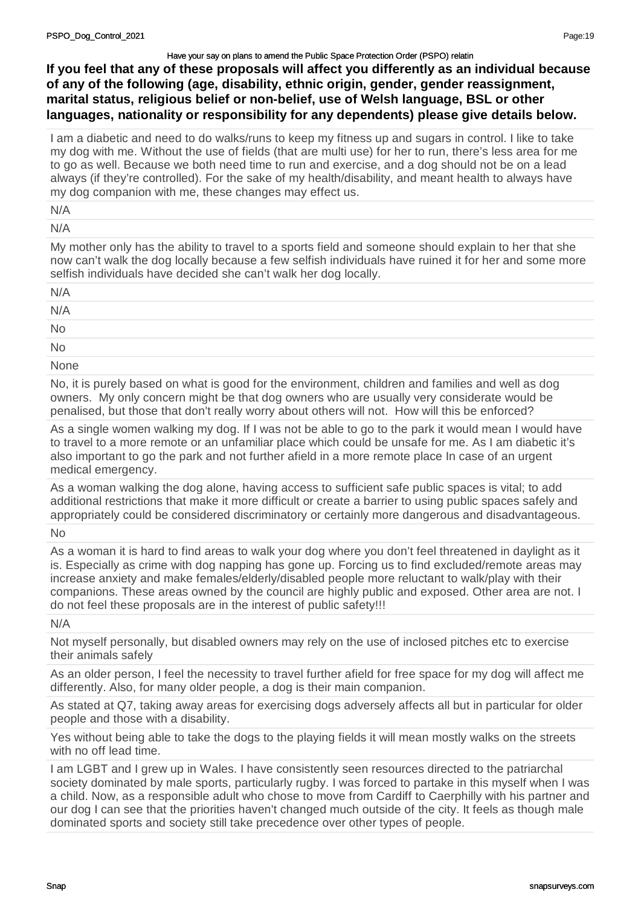Have your say on plans to amend the Public Space Protection Order (PSPO) relatin

**If you feel that any of these proposals will affect you differently as an individual because of any of the following (age, disability, ethnic origin, gender, gender reassignment, marital status, religious belief or non-belief, use of Welsh language, BSL or other languages, nationality or responsibility for any dependents) please give details below.**

I am a diabetic and need to do walks/runs to keep my fitness up and sugars in control. I like to take my dog with me. Without the use of fields (that are multi use) for her to run, there's less area for me to go as well. Because we both need time to run and exercise, and a dog should not be on a lead always (if they're controlled). For the sake of my health/disability, and meant health to always have my dog companion with me, these changes may effect us.

N/A

N/A

My mother only has the ability to travel to a sports field and someone should explain to her that she now can't walk the dog locally because a few selfish individuals have ruined it for her and some more selfish individuals have decided she can't walk her dog locally.

N/A

N/A

No

No

None

No, it is purely based on what is good for the environment, children and families and well as dog owners. My only concern might be that dog owners who are usually very considerate would be penalised, but those that don't really worry about others will not. How will this be enforced?

As a single women walking my dog. If I was not be able to go to the park it would mean I would have to travel to a more remote or an unfamiliar place which could be unsafe for me. As I am diabetic it's also important to go the park and not further afield in a more remote place In case of an urgent medical emergency.

As a woman walking the dog alone, having access to sufficient safe public spaces is vital; to add additional restrictions that make it more difficult or create a barrier to using public spaces safely and appropriately could be considered discriminatory or certainly more dangerous and disadvantageous.

No

As a woman it is hard to find areas to walk your dog where you don't feel threatened in daylight as it is. Especially as crime with dog napping has gone up. Forcing us to find excluded/remote areas may increase anxiety and make females/elderly/disabled people more reluctant to walk/play with their companions. These areas owned by the council are highly public and exposed. Other area are not. I do not feel these proposals are in the interest of public safety!!!

N/A

Not myself personally, but disabled owners may rely on the use of inclosed pitches etc to exercise their animals safely

As an older person, I feel the necessity to travel further afield for free space for my dog will affect me differently. Also, for many older people, a dog is their main companion.

As stated at Q7, taking away areas for exercising dogs adversely affects all but in particular for older people and those with a disability.

Yes without being able to take the dogs to the playing fields it will mean mostly walks on the streets with no off lead time.

I am LGBT and I grew up in Wales. I have consistently seen resources directed to the patriarchal society dominated by male sports, particularly rugby. I was forced to partake in this myself when I was a child. Now, as a responsible adult who chose to move from Cardiff to Caerphilly with his partner and our dog I can see that the priorities haven't changed much outside of the city. It feels as though male dominated sports and society still take precedence over other types of people.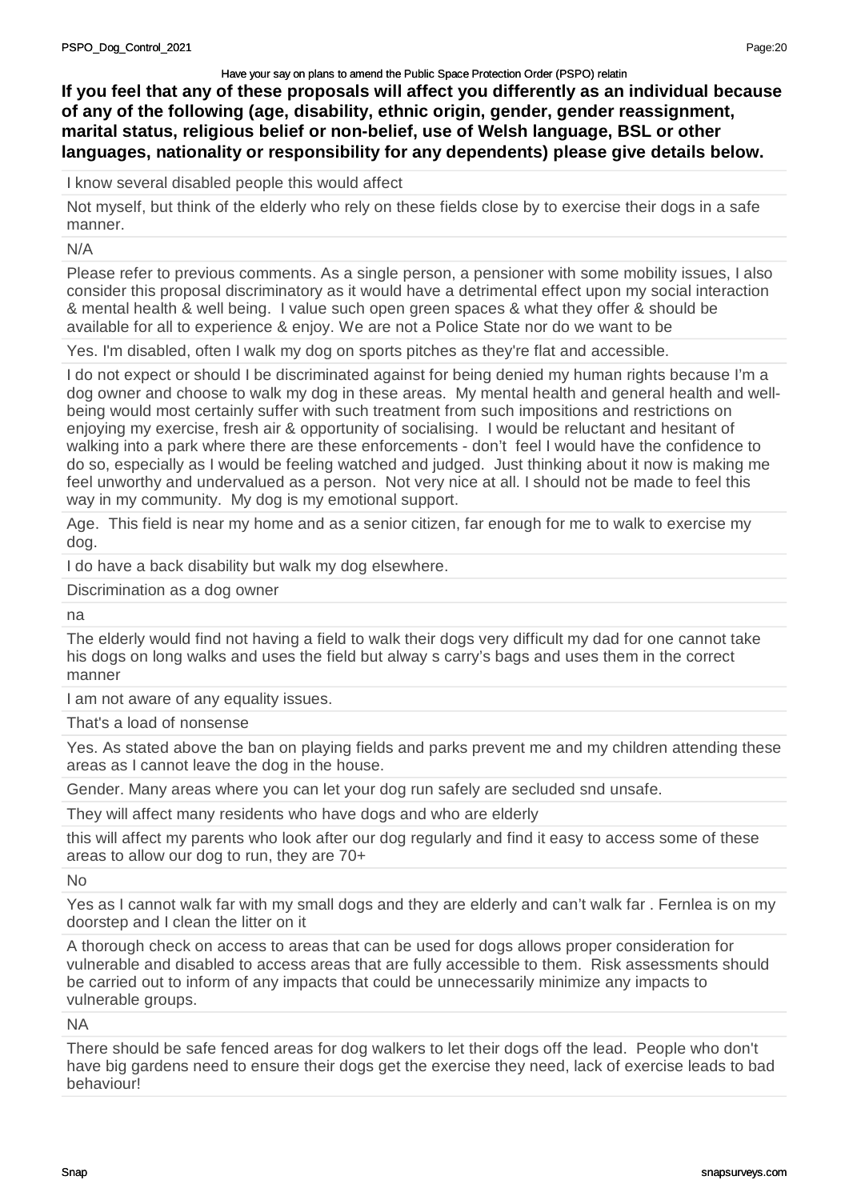Have your say on plans to amend the Public Space Protection Order (PSPO) relatin

**If you feel that any of these proposals will affect you differently as an individual because of any of the following (age, disability, ethnic origin, gender, gender reassignment, marital status, religious belief or non-belief, use of Welsh language, BSL or other languages, nationality or responsibility for any dependents) please give details below.**

I know several disabled people this would affect

Not myself, but think of the elderly who rely on these fields close by to exercise their dogs in a safe manner.

N/A

Please refer to previous comments. As a single person, a pensioner with some mobility issues, I also consider this proposal discriminatory as it would have a detrimental effect upon my social interaction & mental health & well being. I value such open green spaces & what they offer & should be available for all to experience & enjoy. We are not a Police State nor do we want to be

Yes. I'm disabled, often I walk my dog on sports pitches as they're flat and accessible.

I do not expect or should I be discriminated against for being denied my human rights because I'm a dog owner and choose to walk my dog in these areas. My mental health and general health and well-being would most certainly suffer with such treatment from such impositions and restrictions on enjoying my exercise, fresh air & opportunity of socialising. I would be reluctant and hesitant of walking into a park where there are these enforcements - don't feel I would have the confidence to do so, especially as I would be feeling watched and judged. Just thinking about it now is making me feel unworthy and undervalued as a person. Not very nice at all. I should not be made to feel this way in my community. My dog is my emotional support.

Age. This field is near my home and as a senior citizen, far enough for me to walk to exercise my dog.

I do have a back disability but walk my dog elsewhere.

Discrimination as a dog owner

na

The elderly would find not having a field to walk their dogs very difficult my dad for one cannot take his dogs on long walks and uses the field but alway s carry's bags and uses them in the correct manner

I am not aware of any equality issues.

That's a load of nonsense

Yes. As stated above the ban on playing fields and parks prevent me and my children attending these areas as I cannot leave the dog in the house.

Gender. Many areas where you can let your dog run safely are secluded snd unsafe.

They will affect many residents who have dogs and who are elderly

this will affect my parents who look after our dog regularly and find it easy to access some of these areas to allow our dog to run, they are 70+

No

Yes as I cannot walk far with my small dogs and they are elderly and can't walk far . Fernlea is on my doorstep and I clean the litter on it

A thorough check on access to areas that can be used for dogs allows proper consideration for vulnerable and disabled to access areas that are fully accessible to them. Risk assessments should be carried out to inform of any impacts that could be unnecessarily minimize any impacts to vulnerable groups.

NA

There should be safe fenced areas for dog walkers to let their dogs off the lead. People who don't have big gardens need to ensure their dogs get the exercise they need, lack of exercise leads to bad behaviour!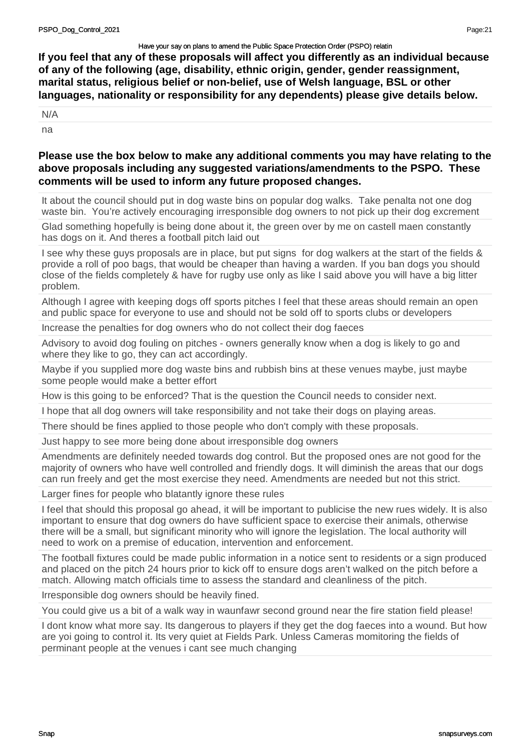**If you feel that any of these proposals will affect you differently as an individual because of any of the following (age, disability, ethnic origin, gender, gender reassignment, marital status, religious belief or non-belief, use of Welsh language, BSL or other languages, nationality or responsibility for any dependents) please give details below.**

N/A

na

**Please use the box below to make any additional comments you may have relating to the above proposals including any suggested variations/amendments to the PSPO. These comments will be used to inform any future proposed changes.**

It about the council should put in dog waste bins on popular dog walks. Take penalta not one dog waste bin. You're actively encouraging irresponsible dog owners to not pick up their dog excrement

Glad something hopefully is being done about it, the green over by me on castell maen constantly has dogs on it. And theres a football pitch laid out

I see why these guys proposals are in place, but put signs for dog walkers at the start of the fields & provide a roll of poo bags, that would be cheaper than having a warden. If you ban dogs you should close of the fields completely & have for rugby use only as like I said above you will have a big litter problem.

Although I agree with keeping dogs off sports pitches I feel that these areas should remain an open and public space for everyone to use and should not be sold off to sports clubs or developers

Increase the penalties for dog owners who do not collect their dog faeces

Advisory to avoid dog fouling on pitches - owners generally know when a dog is likely to go and where they like to go, they can act accordingly.

Maybe if you supplied more dog waste bins and rubbish bins at these venues maybe, just maybe some people would make a better effort

How is this going to be enforced? That is the question the Council needs to consider next.

I hope that all dog owners will take responsibility and not take their dogs on playing areas.

There should be fines applied to those people who don't comply with these proposals.

Just happy to see more being done about irresponsible dog owners

Amendments are definitely needed towards dog control. But the proposed ones are not good for the majority of owners who have well controlled and friendly dogs. It will diminish the areas that our dogs can run freely and get the most exercise they need. Amendments are needed but not this strict.

Larger fines for people who blatantly ignore these rules

I feel that should this proposal go ahead, it will be important to publicise the new rues widely. It is also important to ensure that dog owners do have sufficient space to exercise their animals, otherwise there will be a small, but significant minority who will ignore the legislation. The local authority will need to work on a premise of education, intervention and enforcement.

The football fixtures could be made public information in a notice sent to residents or a sign produced and placed on the pitch 24 hours prior to kick off to ensure dogs aren't walked on the pitch before a match. Allowing match officials time to assess the standard and cleanliness of the pitch.

Irresponsible dog owners should be heavily fined.

You could give us a bit of a walk way in waunfawr second ground near the fire station field please!

I dont know what more say. Its dangerous to players if they get the dog faeces into a wound. But how are yoi going to control it. Its very quiet at Fields Park. Unless Cameras momitoring the fields of perminant people at the venues i cant see much changing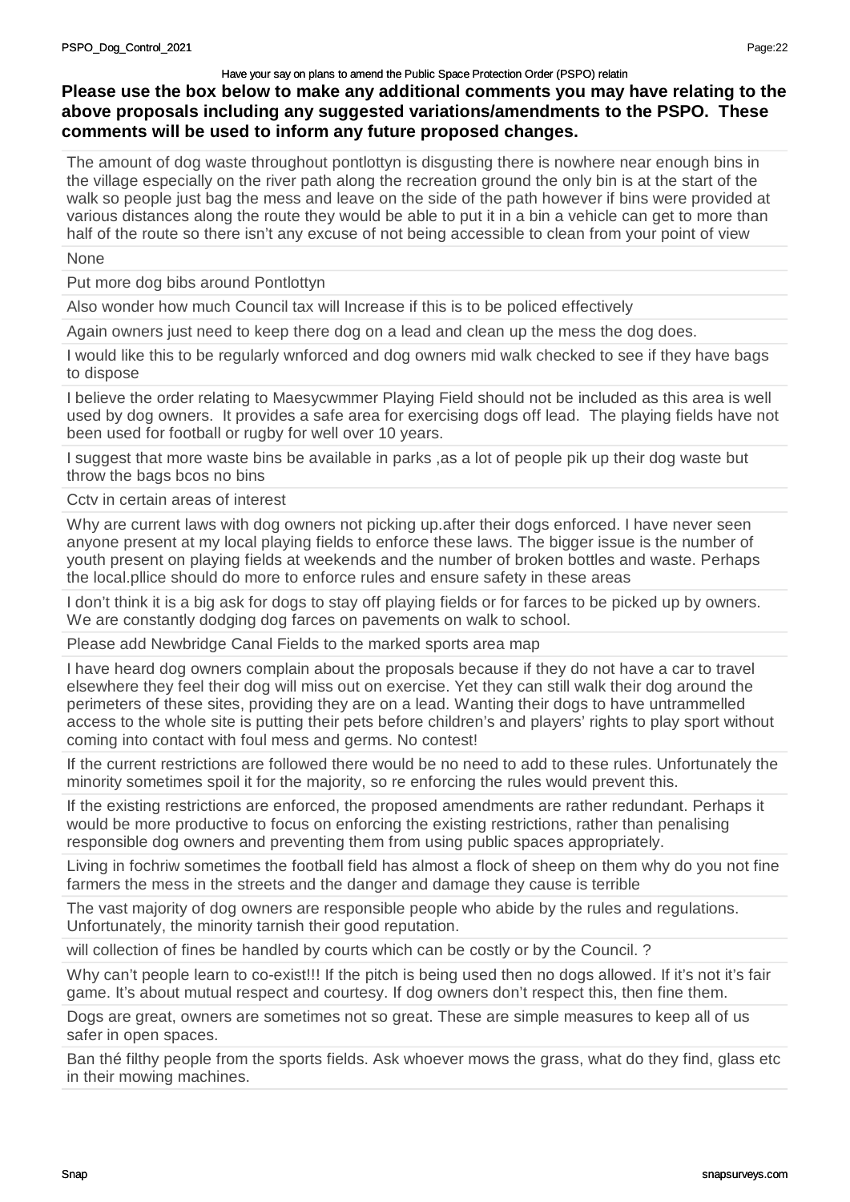Have your say on plans to amend the Public Space Protection Order (PSPO) relatin

**Please use the box below to make any additional comments you may have relating to the above proposals including any suggested variations/amendments to the PSPO. These comments will be used to inform any future proposed changes.**

The amount of dog waste throughout pontlottyn is disgusting there is nowhere near enough bins in the village especially on the river path along the recreation ground the only bin is at the start of the walk so people just bag the mess and leave on the side of the path however if bins were provided at various distances along the route they would be able to put it in a bin a vehicle can get to more than half of the route so there isn't any excuse of not being accessible to clean from your point of view

None

Put more dog bibs around Pontlottyn

Also wonder how much Council tax will Increase if this is to be policed effectively

Again owners just need to keep there dog on a lead and clean up the mess the dog does.

I would like this to be regularly wnforced and dog owners mid walk checked to see if they have bags to dispose

I believe the order relating to Maesycwmmer Playing Field should not be included as this area is well used by dog owners. It provides a safe area for exercising dogs off lead. The playing fields have not been used for football or rugby for well over 10 years.

I suggest that more waste bins be available in parks ,as a lot of people pik up their dog waste but throw the bags bcos no bins

Cctv in certain areas of interest

Why are current laws with dog owners not picking up.after their dogs enforced. I have never seen anyone present at my local playing fields to enforce these laws. The bigger issue is the number of youth present on playing fields at weekends and the number of broken bottles and waste. Perhaps the local.pllice should do more to enforce rules and ensure safety in these areas

I don't think it is a big ask for dogs to stay off playing fields or for farces to be picked up by owners. We are constantly dodging dog farces on pavements on walk to school.

Please add Newbridge Canal Fields to the marked sports area map

I have heard dog owners complain about the proposals because if they do not have a car to travel elsewhere they feel their dog will miss out on exercise. Yet they can still walk their dog around the perimeters of these sites, providing they are on a lead. Wanting their dogs to have untrammelled access to the whole site is putting their pets before children's and players' rights to play sport without coming into contact with foul mess and germs. No contest!

If the current restrictions are followed there would be no need to add to these rules. Unfortunately the minority sometimes spoil it for the majority, so re enforcing the rules would prevent this.

If the existing restrictions are enforced, the proposed amendments are rather redundant. Perhaps it would be more productive to focus on enforcing the existing restrictions, rather than penalising responsible dog owners and preventing them from using public spaces appropriately.

Living in fochriw sometimes the football field has almost a flock of sheep on them why do you not fine farmers the mess in the streets and the danger and damage they cause is terrible

The vast majority of dog owners are responsible people who abide by the rules and regulations. Unfortunately, the minority tarnish their good reputation.

will collection of fines be handled by courts which can be costly or by the Council. ?

Why can't people learn to co-exist!!! If the pitch is being used then no dogs allowed. If it's not it's fair game. It's about mutual respect and courtesy. If dog owners don't respect this, then fine them.

Dogs are great, owners are sometimes not so great. These are simple measures to keep all of us safer in open spaces.

Ban thé filthy people from the sports fields. Ask whoever mows the grass, what do they find, glass etc in their mowing machines.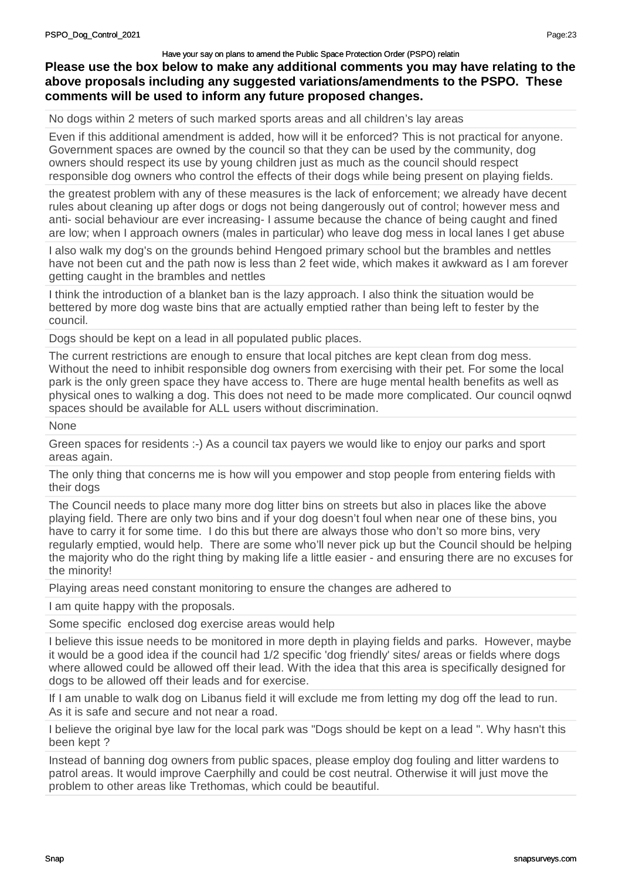Have your say on plans to amend the Public Space Protection Order (PSPO) relatin

**Please use the box below to make any additional comments you may have relating to the above proposals including any suggested variations/amendments to the PSPO. These comments will be used to inform any future proposed changes.**

No dogs within 2 meters of such marked sports areas and all children's lay areas

Even if this additional amendment is added, how will it be enforced? This is not practical for anyone. Government spaces are owned by the council so that they can be used by the community, dog owners should respect its use by young children just as much as the council should respect responsible dog owners who control the effects of their dogs while being present on playing fields.

the greatest problem with any of these measures is the lack of enforcement; we already have decent rules about cleaning up after dogs or dogs not being dangerously out of control; however mess and anti- social behaviour are ever increasing- I assume because the chance of being caught and fined are low; when I approach owners (males in particular) who leave dog mess in local lanes I get abuse

I also walk my dog's on the grounds behind Hengoed primary school but the brambles and nettles have not been cut and the path now is less than 2 feet wide, which makes it awkward as I am forever getting caught in the brambles and nettles

I think the introduction of a blanket ban is the lazy approach. I also think the situation would be bettered by more dog waste bins that are actually emptied rather than being left to fester by the council.

Dogs should be kept on a lead in all populated public places.

The current restrictions are enough to ensure that local pitches are kept clean from dog mess. Without the need to inhibit responsible dog owners from exercising with their pet. For some the local park is the only green space they have access to. There are huge mental health benefits as well as physical ones to walking a dog. This does not need to be made more complicated. Our council oqnwd spaces should be available for ALL users without discrimination.

None

Green spaces for residents :-) As a council tax payers we would like to enjoy our parks and sport areas again.

The only thing that concerns me is how will you empower and stop people from entering fields with their dogs

The Council needs to place many more dog litter bins on streets but also in places like the above playing field. There are only two bins and if your dog doesn't foul when near one of these bins, you have to carry it for some time. I do this but there are always those who don't so more bins, very regularly emptied, would help. There are some who'll never pick up but the Council should be helping the majority who do the right thing by making life a little easier - and ensuring there are no excuses for the minority!

Playing areas need constant monitoring to ensure the changes are adhered to

I am quite happy with the proposals.

Some specific enclosed dog exercise areas would help

I believe this issue needs to be monitored in more depth in playing fields and parks. However, maybe it would be a good idea if the council had 1/2 specific 'dog friendly' sites/ areas or fields where dogs where allowed could be allowed off their lead. With the idea that this area is specifically designed for dogs to be allowed off their leads and for exercise.

If I am unable to walk dog on Libanus field it will exclude me from letting my dog off the lead to run. As it is safe and secure and not near a road.

I believe the original bye law for the local park was "Dogs should be kept on a lead ". Why hasn't this been kept ?

Instead of banning dog owners from public spaces, please employ dog fouling and litter wardens to patrol areas. It would improve Caerphilly and could be cost neutral. Otherwise it will just move the problem to other areas like Trethomas, which could be beautiful.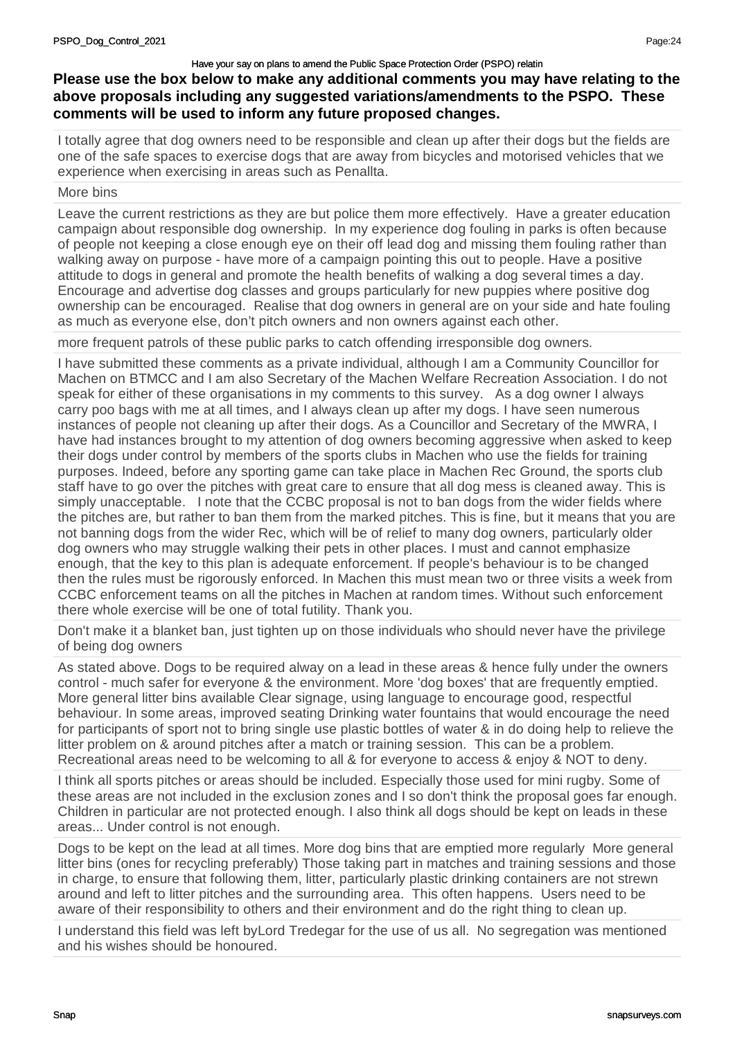Have your say on plans to amend the Public Space Protection Order (PSPO) relatin

**Please use the box below to make any additional comments you may have relating to the above proposals including any suggested variations/amendments to the PSPO. These comments will be used to inform any future proposed changes.**

I totally agree that dog owners need to be responsible and clean up after their dogs but the fields are one of the safe spaces to exercise dogs that are away from bicycles and motorised vehicles that we experience when exercising in areas such as Penallta.

More bins

Leave the current restrictions as they are but police them more effectively. Have a greater education campaign about responsible dog ownership. In my experience dog fouling in parks is often because of people not keeping a close enough eye on their off lead dog and missing them fouling rather than walking away on purpose - have more of a campaign pointing this out to people. Have a positive attitude to dogs in general and promote the health benefits of walking a dog several times a day. Encourage and advertise dog classes and groups particularly for new puppies where positive dog ownership can be encouraged. Realise that dog owners in general are on your side and hate fouling as much as everyone else, don't pitch owners and non owners against each other.

more frequent patrols of these public parks to catch offending irresponsible dog owners.

I have submitted these comments as a private individual, although I am a Community Councillor for Machen on BTMCC and I am also Secretary of the Machen Welfare Recreation Association. I do not speak for either of these organisations in my comments to this survey. As a dog owner I always carry poo bags with me at all times, and I always clean up after my dogs. I have seen numerous instances of people not cleaning up after their dogs. As a Councillor and Secretary of the MWRA, I have had instances brought to my attention of dog owners becoming aggressive when asked to keep their dogs under control by members of the sports clubs in Machen who use the fields for training purposes. Indeed, before any sporting game can take place in Machen Rec Ground, the sports club staff have to go over the pitches with great care to ensure that all dog mess is cleaned away. This is simply unacceptable. I note that the CCBC proposal is not to ban dogs from the wider fields where the pitches are, but rather to ban them from the marked pitches. This is fine, but it means that you are not banning dogs from the wider Rec, which will be of relief to many dog owners, particularly older dog owners who may struggle walking their pets in other places. I must and cannot emphasize enough, that the key to this plan is adequate enforcement. If people's behaviour is to be changed then the rules must be rigorously enforced. In Machen this must mean two or three visits a week from CCBC enforcement teams on all the pitches in Machen at random times. Without such enforcement there whole exercise will be one of total futility. Thank you.

Don't make it a blanket ban, just tighten up on those individuals who should never have the privilege of being dog owners

As stated above. Dogs to be required alway on a lead in these areas & hence fully under the owners control - much safer for everyone & the environment. More 'dog boxes' that are frequently emptied. More general litter bins available Clear signage, using language to encourage good, respectful behaviour. In some areas, improved seating Drinking water fountains that would encourage the need for participants of sport not to bring single use plastic bottles of water & in do doing help to relieve the litter problem on & around pitches after a match or training session. This can be a problem. Recreational areas need to be welcoming to all & for everyone to access & enjoy & NOT to deny.

I think all sports pitches or areas should be included. Especially those used for mini rugby. Some of these areas are not included in the exclusion zones and I so don't think the proposal goes far enough. Children in particular are not protected enough. I also think all dogs should be kept on leads in these areas... Under control is not enough.

Dogs to be kept on the lead at all times. More dog bins that are emptied more regularly More general litter bins (ones for recycling preferably) Those taking part in matches and training sessions and those in charge, to ensure that following them, litter, particularly plastic drinking containers are not strewn around and left to litter pitches and the surrounding area. This often happens. Users need to be aware of their responsibility to others and their environment and do the right thing to clean up.

I understand this field was left byLord Tredegar for the use of us all. No segregation was mentioned and his wishes should be honoured.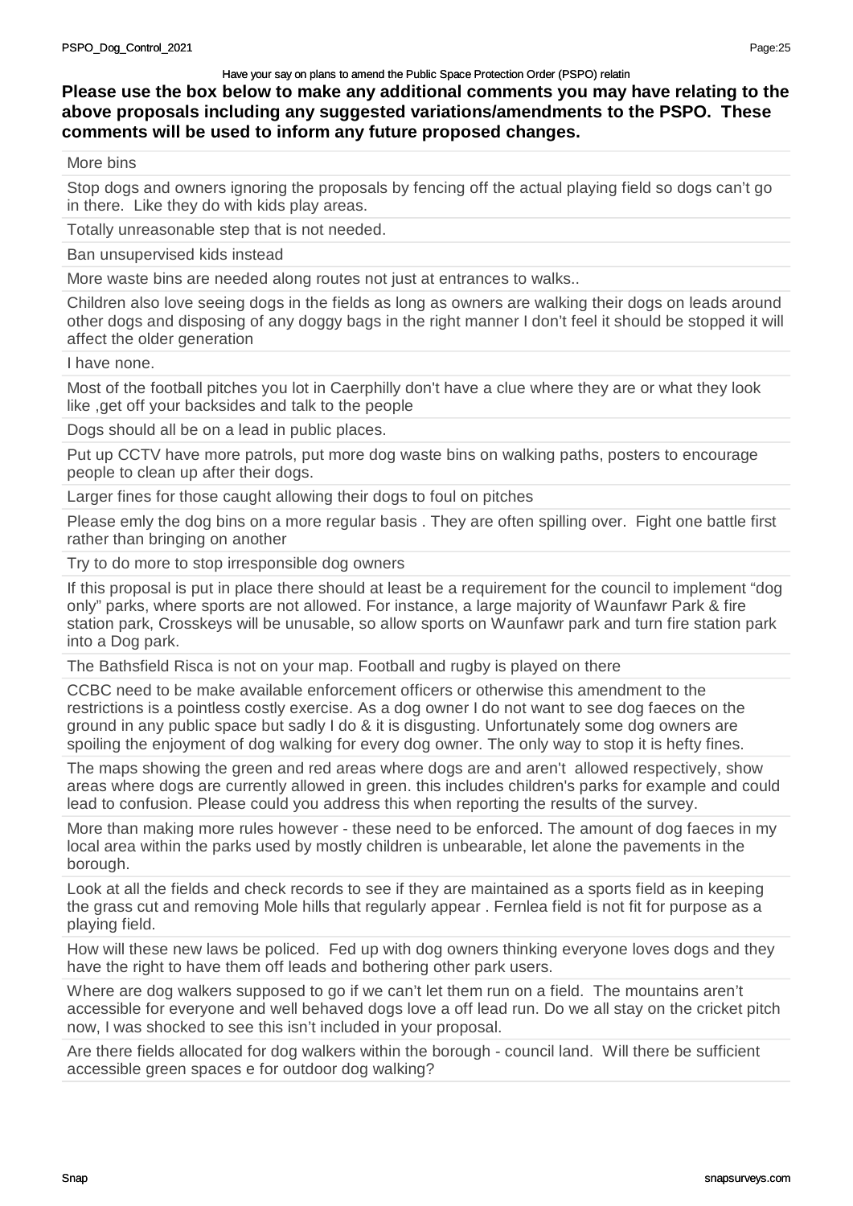Have your say on plans to amend the Public Space Protection Order (PSPO) relatin

**Please use the box below to make any additional comments you may have relating to the above proposals including any suggested variations/amendments to the PSPO. These comments will be used to inform any future proposed changes.**

| |
|---|
| More bins |
| Stop dogs and owners ignoring the proposals by fencing off the actual playing field so dogs can't go in there. Like they do with kids play areas. |
| Totally unreasonable step that is not needed. |
| Ban unsupervised kids instead |
| More waste bins are needed along routes not just at entrances to walks.. |
| Children also love seeing dogs in the fields as long as owners are walking their dogs on leads around other dogs and disposing of any doggy bags in the right manner I don't feel it should be stopped it will affect the older generation |
| I have none. |
| Most of the football pitches you lot in Caerphilly don't have a clue where they are or what they look like ,get off your backsides and talk to the people |
| Dogs should all be on a lead in public places. |
| Put up CCTV have more patrols, put more dog waste bins on walking paths, posters to encourage people to clean up after their dogs. |
| Larger fines for those caught allowing their dogs to foul on pitches |
| Please emly the dog bins on a more regular basis . They are often spilling over. Fight one battle first rather than bringing on another |
| Try to do more to stop irresponsible dog owners |
| If this proposal is put in place there should at least be a requirement for the council to implement "dog only" parks, where sports are not allowed. For instance, a large majority of Waunfawr Park & fire station park, Crosskeys will be unusable, so allow sports on Waunfawr park and turn fire station park into a Dog park. |
| The Bathsfield Risca is not on your map. Football and rugby is played on there |
| CCBC need to be make available enforcement officers or otherwise this amendment to the restrictions is a pointless costly exercise. As a dog owner I do not want to see dog faeces on the ground in any public space but sadly I do & it is disgusting. Unfortunately some dog owners are spoiling the enjoyment of dog walking for every dog owner. The only way to stop it is hefty fines. |
| The maps showing the green and red areas where dogs are and aren't allowed respectively, show areas where dogs are currently allowed in green. this includes children's parks for example and could lead to confusion. Please could you address this when reporting the results of the survey. |
| More than making more rules however - these need to be enforced. The amount of dog faeces in my local area within the parks used by mostly children is unbearable, let alone the pavements in the borough. |
| Look at all the fields and check records to see if they are maintained as a sports field as in keeping the grass cut and removing Mole hills that regularly appear . Fernlea field is not fit for purpose as a playing field. |
| How will these new laws be policed. Fed up with dog owners thinking everyone loves dogs and they have the right to have them off leads and bothering other park users. |
| Where are dog walkers supposed to go if we can't let them run on a field. The mountains aren't accessible for everyone and well behaved dogs love a off lead run. Do we all stay on the cricket pitch now, I was shocked to see this isn't included in your proposal. |
| Are there fields allocated for dog walkers within the borough - council land. Will there be sufficient accessible green spaces e for outdoor dog walking? |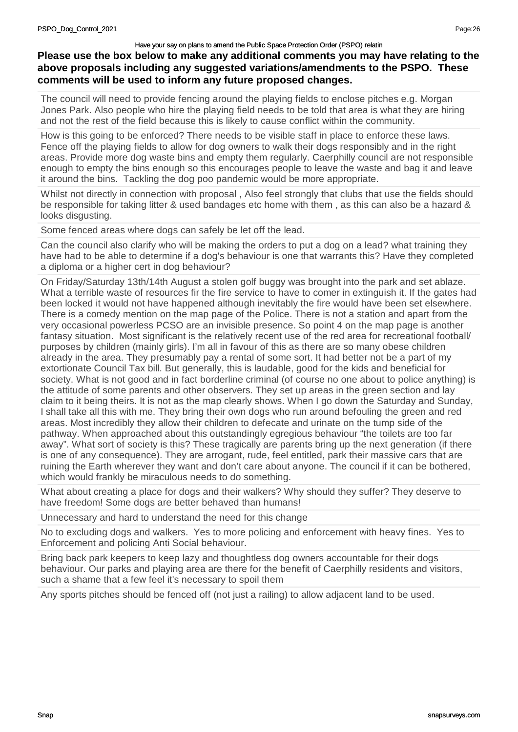Have your say on plans to amend the Public Space Protection Order (PSPO) relatin

**Please use the box below to make any additional comments you may have relating to the above proposals including any suggested variations/amendments to the PSPO. These comments will be used to inform any future proposed changes.**

The council will need to provide fencing around the playing fields to enclose pitches e.g. Morgan Jones Park. Also people who hire the playing field needs to be told that area is what they are hiring and not the rest of the field because this is likely to cause conflict within the community.

How is this going to be enforced? There needs to be visible staff in place to enforce these laws. Fence off the playing fields to allow for dog owners to walk their dogs responsibly and in the right areas. Provide more dog waste bins and empty them regularly. Caerphilly council are not responsible enough to empty the bins enough so this encourages people to leave the waste and bag it and leave it around the bins. Tackling the dog poo pandemic would be more appropriate.

Whilst not directly in connection with proposal , Also feel strongly that clubs that use the fields should be responsible for taking litter & used bandages etc home with them , as this can also be a hazard & looks disgusting.

Some fenced areas where dogs can safely be let off the lead.

Can the council also clarify who will be making the orders to put a dog on a lead? what training they have had to be able to determine if a dog's behaviour is one that warrants this? Have they completed a diploma or a higher cert in dog behaviour?

On Friday/Saturday 13th/14th August a stolen golf buggy was brought into the park and set ablaze. What a terrible waste of resources fir the fire service to have to comer in extinguish it. If the gates had been locked it would not have happened although inevitably the fire would have been set elsewhere. There is a comedy mention on the map page of the Police. There is not a station and apart from the very occasional powerless PCSO are an invisible presence. So point 4 on the map page is another fantasy situation. Most significant is the relatively recent use of the red area for recreational football/ purposes by children (mainly girls). I'm all in favour of this as there are so many obese children already in the area. They presumably pay a rental of some sort. It had better not be a part of my extortionate Council Tax bill. But generally, this is laudable, good for the kids and beneficial for society. What is not good and in fact borderline criminal (of course no one about to police anything) is the attitude of some parents and other observers. They set up areas in the green section and lay claim to it being theirs. It is not as the map clearly shows. When I go down the Saturday and Sunday, I shall take all this with me. They bring their own dogs who run around befouling the green and red areas. Most incredibly they allow their children to defecate and urinate on the tump side of the pathway. When approached about this outstandingly egregious behaviour "the toilets are too far away". What sort of society is this? These tragically are parents bring up the next generation (if there is one of any consequence). They are arrogant, rude, feel entitled, park their massive cars that are ruining the Earth wherever they want and don't care about anyone. The council if it can be bothered, which would frankly be miraculous needs to do something.

What about creating a place for dogs and their walkers? Why should they suffer? They deserve to have freedom! Some dogs are better behaved than humans!

Unnecessary and hard to understand the need for this change

No to excluding dogs and walkers. Yes to more policing and enforcement with heavy fines. Yes to Enforcement and policing Anti Social behaviour.

Bring back park keepers to keep lazy and thoughtless dog owners accountable for their dogs behaviour. Our parks and playing area are there for the benefit of Caerphilly residents and visitors, such a shame that a few feel it's necessary to spoil them

Any sports pitches should be fenced off (not just a railing) to allow adjacent land to be used.